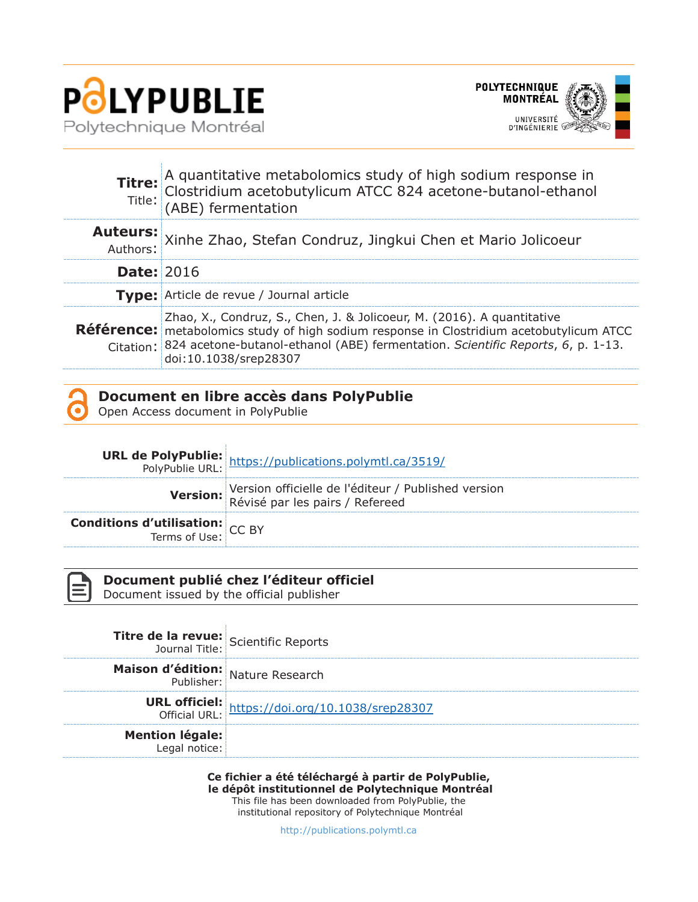**POLYPUBLIE**
Polytechnique Montréal

**POLYTECHNIQUE MONTRÉAL**
UNIVERSITÉ D'INGÉNIERIE

| | |
|---|---|
| **Titre:** Title: | A quantitative metabolomics study of high sodium response in Clostridium acetobutylicum ATCC 824 acetone-butanol-ethanol (ABE) fermentation |
| **Auteurs:** Authors: | Xinhe Zhao, Stefan Condruz, Jingkui Chen et Mario Jolicoeur |
| **Date:** | 2016 |
| **Type:** | Article de revue / Journal article |
| **Référence:** Citation: | Zhao, X., Condruz, S., Chen, J. & Jolicoeur, M. (2016). A quantitative metabolomics study of high sodium response in Clostridium acetobutylicum ATCC 824 acetone-butanol-ethanol (ABE) fermentation. *Scientific Reports*, *6*, p. 1-13. doi:10.1038/srep28307 |

## Document en libre accès dans PolyPublie
Open Access document in PolyPublie

| | |
|---|---|
| **URL de PolyPublie:** PolyPublie URL: | https://publications.polymtl.ca/3519/ |
| **Version:** | Version officielle de l'éditeur / Published version Révisé par les pairs / Refereed |
| **Conditions d'utilisation:** Terms of Use: | CC BY |

## Document publié chez l'éditeur officiel
Document issued by the official publisher

| | |
|---|---|
| **Titre de la revue:** Journal Title: | Scientific Reports |
| **Maison d'édition:** Publisher: | Nature Research |
| **URL officiel:** Official URL: | https://doi.org/10.1038/srep28307 |
| **Mention légale:** Legal notice: | |

**Ce fichier a été téléchargé à partir de PolyPublie, le dépôt institutionnel de Polytechnique Montréal**
This file has been downloaded from PolyPublie, the institutional repository of Polytechnique Montréal

http://publications.polymtl.ca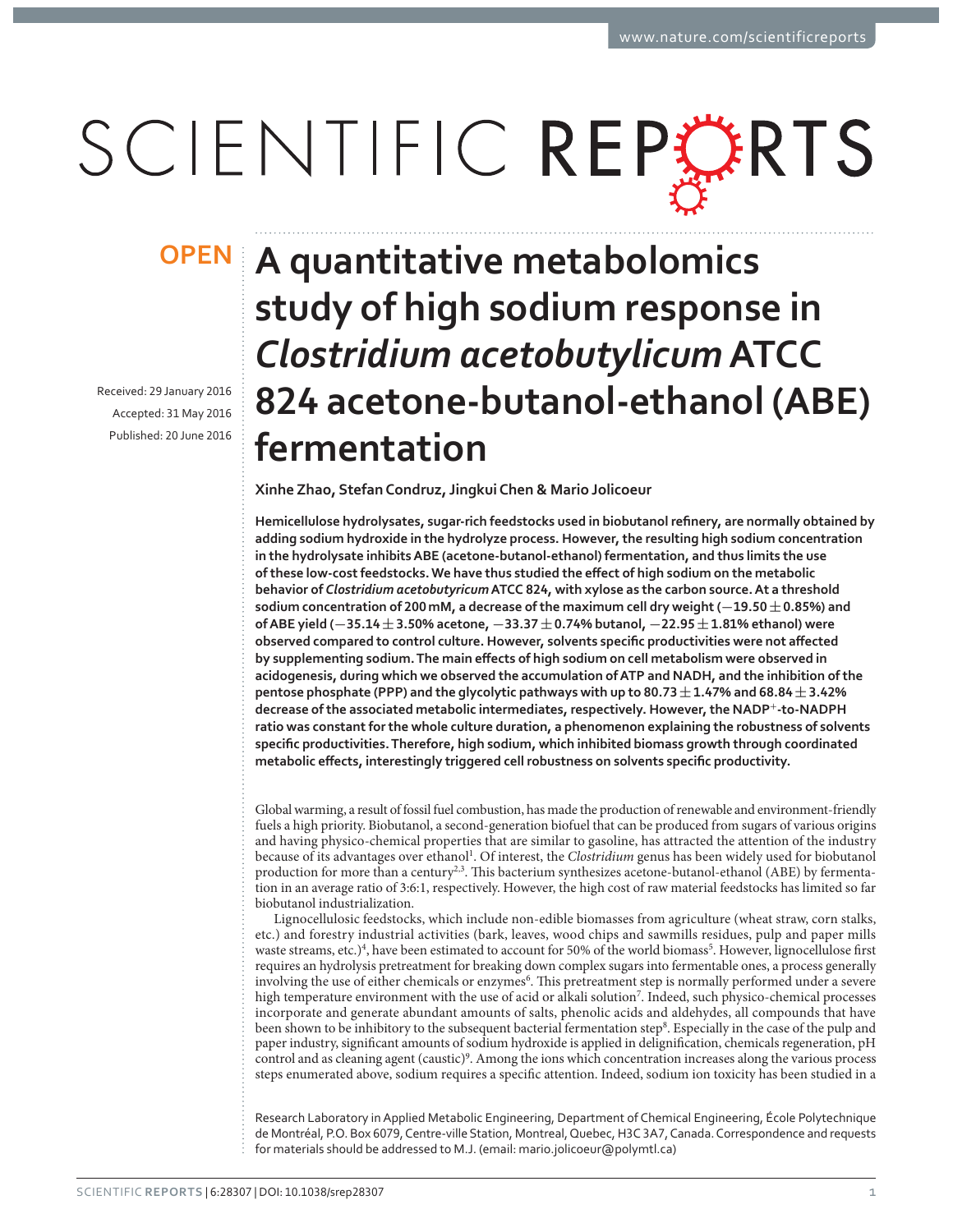# A quantitative metabolomics study of high sodium response in *Clostridium acetobutylicum* ATCC 824 acetone-butanol-ethanol (ABE) fermentation

Received: 29 January 2016

Accepted: 31 May 2016

Published: 20 June 2016

Xinhe Zhao, Stefan Condruz, Jingkui Chen & Mario Jolicoeur

**Hemicellulose hydrolysates, sugar-rich feedstocks used in biobutanol refinery, are normally obtained by adding sodium hydroxide in the hydrolyze process. However, the resulting high sodium concentration in the hydrolysate inhibits ABE (acetone-butanol-ethanol) fermentation, and thus limits the use of these low-cost feedstocks. We have thus studied the effect of high sodium on the metabolic behavior of *Clostridium acetobutyricum* ATCC 824, with xylose as the carbon source. At a threshold sodium concentration of 200 mM, a decrease of the maximum cell dry weight (−19.50 ± 0.85%) and of ABE yield (−35.14 ± 3.50% acetone, −33.37 ± 0.74% butanol, −22.95 ± 1.81% ethanol) were observed compared to control culture. However, solvents specific productivities were not affected by supplementing sodium. The main effects of high sodium on cell metabolism were observed in acidogenesis, during which we observed the accumulation of ATP and NADH, and the inhibition of the pentose phosphate (PPP) and the glycolytic pathways with up to 80.73 ± 1.47% and 68.84 ± 3.42% decrease of the associated metabolic intermediates, respectively. However, the $NADP^+$-to-NADPH ratio was constant for the whole culture duration, a phenomenon explaining the robustness of solvents specific productivities. Therefore, high sodium, which inhibited biomass growth through coordinated metabolic effects, interestingly triggered cell robustness on solvents specific productivity.**

Global warming, a result of fossil fuel combustion, has made the production of renewable and environment-friendly fuels a high priority. Biobutanol, a second-generation biofuel that can be produced from sugars of various origins and having physico-chemical properties that are similar to gasoline, has attracted the attention of the industry because of its advantages over ethanol[1]. Of interest, the *Clostridium* genus has been widely used for biobutanol production for more than a century[2,3]. This bacterium synthesizes acetone-butanol-ethanol (ABE) by fermentation in an average ratio of 3:6:1, respectively. However, the high cost of raw material feedstocks has limited so far biobutanol industrialization.

Lignocellulosic feedstocks, which include non-edible biomasses from agriculture (wheat straw, corn stalks, etc.) and forestry industrial activities (bark, leaves, wood chips and sawmills residues, pulp and paper mills waste streams, etc.)[4], have been estimated to account for 50% of the world biomass[5]. However, lignocellulose first requires an hydrolysis pretreatment for breaking down complex sugars into fermentable ones, a process generally involving the use of either chemicals or enzymes[6]. This pretreatment step is normally performed under a severe high temperature environment with the use of acid or alkali solution[7]. Indeed, such physico-chemical processes incorporate and generate abundant amounts of salts, phenolic acids and aldehydes, all compounds that have been shown to be inhibitory to the subsequent bacterial fermentation step[8]. Especially in the case of the pulp and paper industry, significant amounts of sodium hydroxide is applied in delignification, chemicals regeneration, pH control and as cleaning agent (caustic)[9]. Among the ions which concentration increases along the various process steps enumerated above, sodium requires a specific attention. Indeed, sodium ion toxicity has been studied in a

Research Laboratory in Applied Metabolic Engineering, Department of Chemical Engineering, École Polytechnique de Montréal, P.O. Box 6079, Centre-ville Station, Montreal, Quebec, H3C 3A7, Canada. Correspondence and requests for materials should be addressed to M.J. (email: mario.jolicoeur@polymtl.ca)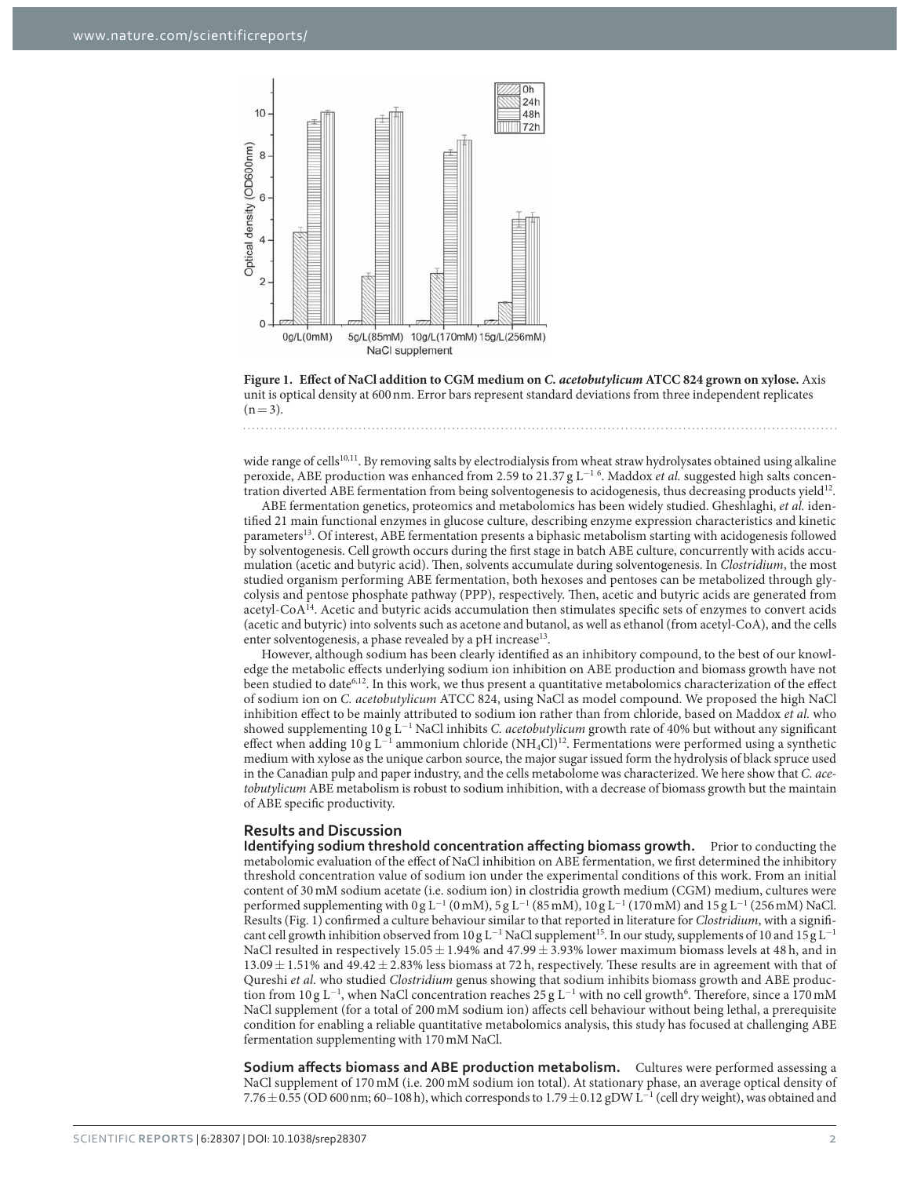**Figure 1. Effect of NaCl addition to CGM medium on *C. acetobutylicum* ATCC 824 grown on xylose.** Axis unit is optical density at 600 nm. Error bars represent standard deviations from three independent replicates (n = 3).

wide range of cells[10,11]. By removing salts by electrodialysis from wheat straw hydrolysates obtained using alkaline peroxide, ABE production was enhanced from 2.59 to 21.37 g $L^{-1}$ [6]. Maddox *et al.* suggested high salts concentration diverted ABE fermentation from being solventogenesis to acidogenesis, thus decreasing products yield[12].

ABE fermentation genetics, proteomics and metabolomics has been widely studied. Gheshlaghi, *et al.* identified 21 main functional enzymes in glucose culture, describing enzyme expression characteristics and kinetic parameters[13]. Of interest, ABE fermentation presents a biphasic metabolism starting with acidogenesis followed by solventogenesis. Cell growth occurs during the first stage in batch ABE culture, concurrently with acids accumulation (acetic and butyric acid). Then, solvents accumulate during solventogenesis. In *Clostridium*, the most studied organism performing ABE fermentation, both hexoses and pentoses can be metabolized through glycolysis and pentose phosphate pathway (PPP), respectively. Then, acetic and butyric acids are generated from acetyl-CoA[14]. Acetic and butyric acids accumulation then stimulates specific sets of enzymes to convert acids (acetic and butyric) into solvents such as acetone and butanol, as well as ethanol (from acetyl-CoA), and the cells enter solventogenesis, a phase revealed by a pH increase[13].

However, although sodium has been clearly identified as an inhibitory compound, to the best of our knowledge the metabolic effects underlying sodium ion inhibition on ABE production and biomass growth have not been studied to date[6,12]. In this work, we thus present a quantitative metabolomics characterization of the effect of sodium ion on *C. acetobutylicum* ATCC 824, using NaCl as model compound. We proposed the high NaCl inhibition effect to be mainly attributed to sodium ion rather than from chloride, based on Maddox *et al.* who showed supplementing 10 g $L^{-1}$ NaCl inhibits *C. acetobutylicum* growth rate of 40% but without any significant effect when adding 10 g $L^{-1}$ ammonium chloride ($NH_4Cl$)[12]. Fermentations were performed using a synthetic medium with xylose as the unique carbon source, the major sugar issued form the hydrolysis of black spruce used in the Canadian pulp and paper industry, and the cells metabolome was characterized. We here show that *C. acetobutylicum* ABE metabolism is robust to sodium inhibition, with a decrease of biomass growth but the maintain of ABE specific productivity.

## Results and Discussion

**Identifying sodium threshold concentration affecting biomass growth.** Prior to conducting the metabolomic evaluation of the effect of NaCl inhibition on ABE fermentation, we first determined the inhibitory threshold concentration value of sodium ion under the experimental conditions of this work. From an initial content of 30 mM sodium acetate (i.e. sodium ion) in clostridia growth medium (CGM) medium, cultures were performed supplementing with 0 g $L^{-1}$ (0 mM), 5 g $L^{-1}$ (85 mM), 10 g $L^{-1}$ (170 mM) and 15 g $L^{-1}$ (256 mM) NaCl. Results (Fig. 1) confirmed a culture behaviour similar to that reported in literature for *Clostridium*, with a significant cell growth inhibition observed from 10 g $L^{-1}$ NaCl supplement[15]. In our study, supplements of 10 and 15 g $L^{-1}$ NaCl resulted in respectively 15.05 ± 1.94% and 47.99 ± 3.93% lower maximum biomass levels at 48 h, and in 13.09 ± 1.51% and 49.42 ± 2.83% less biomass at 72 h, respectively. These results are in agreement with that of Qureshi *et al.* who studied *Clostridium* genus showing that sodium inhibits biomass growth and ABE production from 10 g $L^{-1}$, when NaCl concentration reaches 25 g $L^{-1}$ with no cell growth[6]. Therefore, since a 170 mM NaCl supplement (for a total of 200 mM sodium ion) affects cell behaviour without being lethal, a prerequisite condition for enabling a reliable quantitative metabolomics analysis, this study has focused at challenging ABE fermentation supplementing with 170 mM NaCl.

**Sodium affects biomass and ABE production metabolism.** Cultures were performed assessing a NaCl supplement of 170 mM (i.e. 200 mM sodium ion total). At stationary phase, an average optical density of 7.76 ± 0.55 (OD 600 nm; 60–108 h), which corresponds to 1.79 ± 0.12 gDW $L^{-1}$ (cell dry weight), was obtained and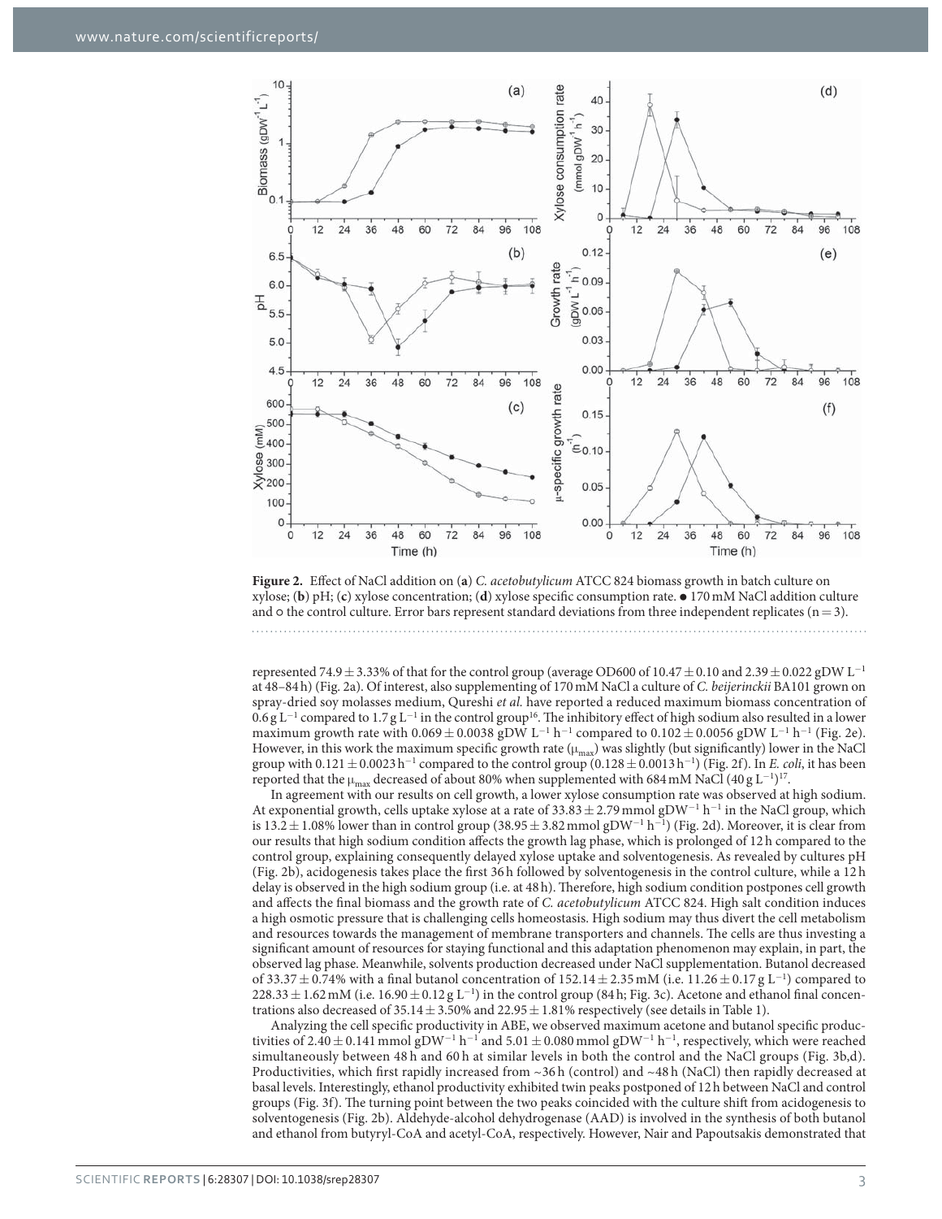**Figure 2.** Effect of NaCl addition on (**a**) *C. acetobutylicum* ATCC 824 biomass growth in batch culture on xylose; (**b**) pH; (**c**) xylose concentration; (**d**) xylose specific consumption rate. ● 170 mM NaCl addition culture and ○ the control culture. Error bars represent standard deviations from three independent replicates ($n = 3$).

represented $74.9 \pm 3.33\%$ of that for the control group (average OD600 of $10.47 \pm 0.10$ and $2.39 \pm 0.022$ gDW $L^{-1}$ at 48–84 h) (Fig. 2a). Of interest, also supplementing of 170 mM NaCl a culture of *C. beijerinckii* BA101 grown on spray-dried soy molasses medium, Qureshi *et al.* have reported a reduced maximum biomass concentration of 0.6 g $L^{-1}$ compared to 1.7 g $L^{-1}$ in the control group[16]. The inhibitory effect of high sodium also resulted in a lower maximum growth rate with $0.069 \pm 0.0038$ gDW $L^{-1}$ $h^{-1}$ compared to $0.102 \pm 0.0056$ gDW $L^{-1}$ $h^{-1}$ (Fig. 2e). However, in this work the maximum specific growth rate ($\mu_{max}$) was slightly (but significantly) lower in the NaCl group with $0.121 \pm 0.0023$ $h^{-1}$ compared to the control group ($0.128 \pm 0.0013$ $h^{-1}$) (Fig. 2f). In *E. coli*, it has been reported that the $\mu_{max}$ decreased of about 80% when supplemented with 684 mM NaCl (40 g $L^{-1}$)[17].

In agreement with our results on cell growth, a lower xylose consumption rate was observed at high sodium. At exponential growth, cells uptake xylose at a rate of $33.83 \pm 2.79$ mmol $gDW^{-1}$ $h^{-1}$ in the NaCl group, which is $13.2 \pm 1.08\%$ lower than in control group ($38.95 \pm 3.82$ mmol $gDW^{-1}$ $h^{-1}$) (Fig. 2d). Moreover, it is clear from our results that high sodium condition affects the growth lag phase, which is prolonged of 12 h compared to the control group, explaining consequently delayed xylose uptake and solventogenesis. As revealed by cultures pH (Fig. 2b), acidogenesis takes place the first 36 h followed by solventogenesis in the control culture, while a 12 h delay is observed in the high sodium group (i.e. at 48 h). Therefore, high sodium condition postpones cell growth and affects the final biomass and the growth rate of *C. acetobutylicum* ATCC 824. High salt condition induces a high osmotic pressure that is challenging cells homeostasis. High sodium may thus divert the cell metabolism and resources towards the management of membrane transporters and channels. The cells are thus investing a significant amount of resources for staying functional and this adaptation phenomenon may explain, in part, the observed lag phase. Meanwhile, solvents production decreased under NaCl supplementation. Butanol decreased of $33.37 \pm 0.74\%$ with a final butanol concentration of $152.14 \pm 2.35$ mM (i.e. $11.26 \pm 0.17$ g $L^{-1}$) compared to $228.33 \pm 1.62$ mM (i.e. $16.90 \pm 0.12$ g $L^{-1}$) in the control group (84 h; Fig. 3c). Acetone and ethanol final concentrations also decreased of $35.14 \pm 3.50\%$ and $22.95 \pm 1.81\%$ respectively (see details in Table 1).

Analyzing the cell specific productivity in ABE, we observed maximum acetone and butanol specific productivities of $2.40 \pm 0.141$ mmol $gDW^{-1}$ $h^{-1}$ and $5.01 \pm 0.080$ mmol $gDW^{-1}$ $h^{-1}$, respectively, which were reached simultaneously between 48 h and 60 h at similar levels in both the control and the NaCl groups (Fig. 3b,d). Productivities, which first rapidly increased from ~36 h (control) and ~48 h (NaCl) then rapidly decreased at basal levels. Interestingly, ethanol productivity exhibited twin peaks postponed of 12 h between NaCl and control groups (Fig. 3f). The turning point between the two peaks coincided with the culture shift from acidogenesis to solventogenesis (Fig. 2b). Aldehyde-alcohol dehydrogenase (AAD) is involved in the synthesis of both butanol and ethanol from butyryl-CoA and acetyl-CoA, respectively. However, Nair and Papoutsakis demonstrated that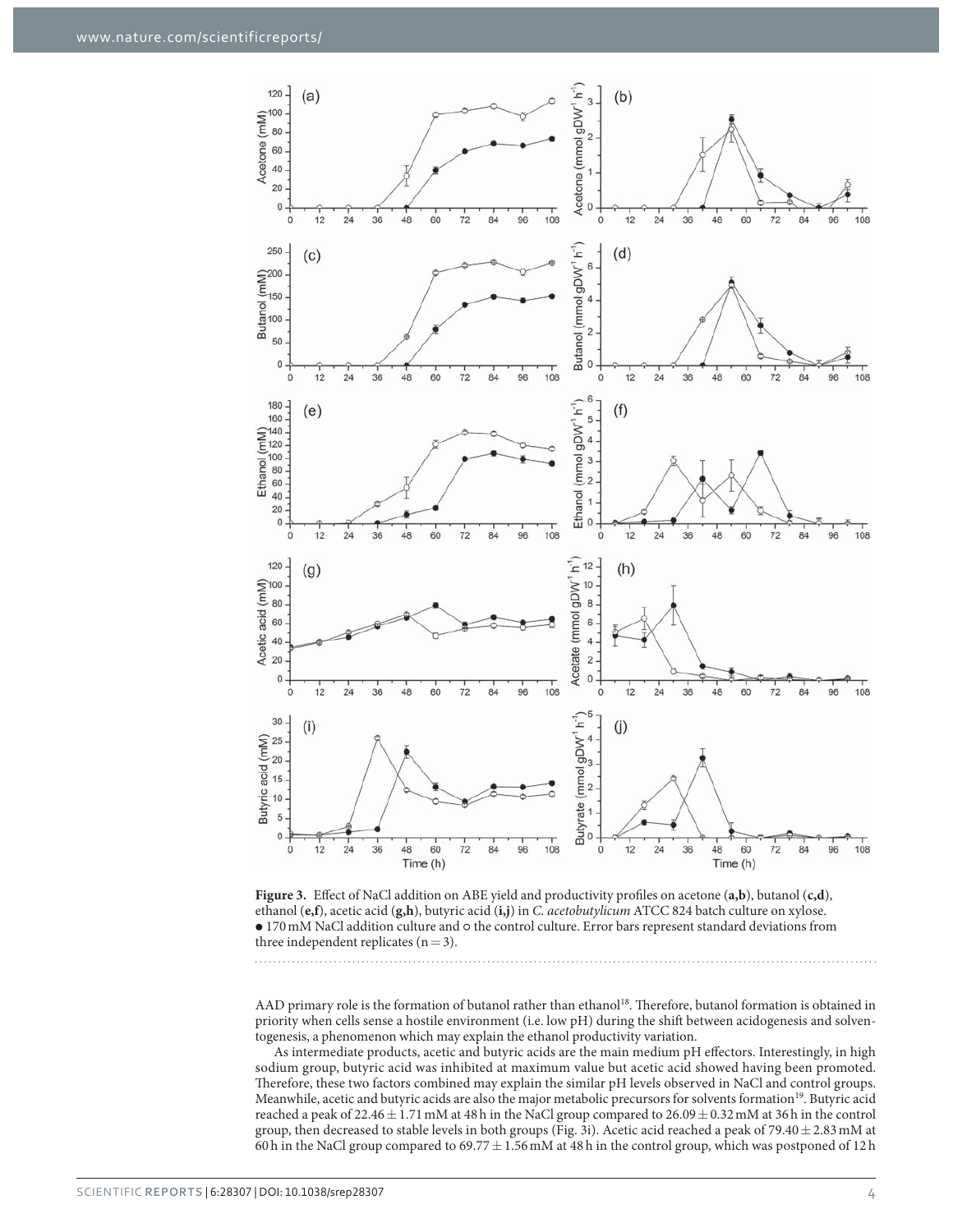**Figure 3.** Effect of NaCl addition on ABE yield and productivity profiles on acetone (**a,b**), butanol (**c,d**), ethanol (**e,f**), acetic acid (**g,h**), butyric acid (**i,j**) in *C. acetobutylicum* ATCC 824 batch culture on xylose. ● 170 mM NaCl addition culture and ○ the control culture. Error bars represent standard deviations from three independent replicates (n = 3).

AAD primary role is the formation of butanol rather than ethanol[18]. Therefore, butanol formation is obtained in priority when cells sense a hostile environment (i.e. low pH) during the shift between acidogenesis and solventogenesis, a phenomenon which may explain the ethanol productivity variation.

As intermediate products, acetic and butyric acids are the main medium pH effectors. Interestingly, in high sodium group, butyric acid was inhibited at maximum value but acetic acid showed having been promoted. Therefore, these two factors combined may explain the similar pH levels observed in NaCl and control groups. Meanwhile, acetic and butyric acids are also the major metabolic precursors for solvents formation[19]. Butyric acid reached a peak of 22.46 ± 1.71 mM at 48 h in the NaCl group compared to 26.09 ± 0.32 mM at 36 h in the control group, then decreased to stable levels in both groups (Fig. 3i). Acetic acid reached a peak of 79.40 ± 2.83 mM at 60 h in the NaCl group compared to 69.77 ± 1.56 mM at 48 h in the control group, which was postponed of 12 h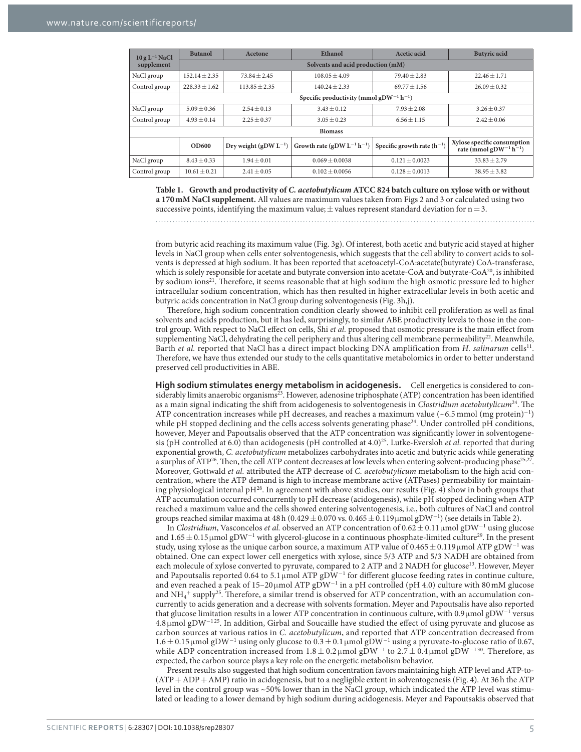| $10\,g\,L^{-1}$ NaCl supplement | Butanol | Acetone | Ethanol | Acetic acid | Butyric acid |
|---|---|---|---|---|---|
| | Solvents and acid production (mM) | | | | |
| NaCl group | $152.14 \pm 2.35$ | $73.84 \pm 2.45$ | $108.05 \pm 4.09$ | $79.40 \pm 2.83$ | $22.46 \pm 1.71$ |
| Control group | $228.33 \pm 1.62$ | $113.85 \pm 2.35$ | $140.24 \pm 2.33$ | $69.77 \pm 1.56$ | $26.09 \pm 0.32$ |
| | Specific productivity (mmol $gDW^{-1}\,h^{-1}$) | | | | |
| NaCl group | $5.09 \pm 0.36$ | $2.54 \pm 0.13$ | $3.43 \pm 0.12$ | $7.93 \pm 2.08$ | $3.26 \pm 0.37$ |
| Control group | $4.93 \pm 0.14$ | $2.25 \pm 0.37$ | $3.05 \pm 0.23$ | $6.56 \pm 1.15$ | $2.42 \pm 0.06$ |
| Biomass | | | | | |
| | OD600 | Dry weight ($gDW\,L^{-1}$) | Growth rate ($gDW\,L^{-1}\,h^{-1}$) | Specific growth rate ($h^{-1}$) | Xylose specific consumption rate (mmol $gDW^{-1}\,h^{-1}$) |
| NaCl group | $8.43 \pm 0.33$ | $1.94 \pm 0.01$ | $0.069 \pm 0.0038$ | $0.121 \pm 0.0023$ | $33.83 \pm 2.79$ |
| Control group | $10.61 \pm 0.21$ | $2.41 \pm 0.05$ | $0.102 \pm 0.0056$ | $0.128 \pm 0.0013$ | $38.95 \pm 3.82$ |

**Table 1. Growth and productivity of *C. acetobutylicum* ATCC 824 batch culture on xylose with or without a 170 mM NaCl supplement.** All values are maximum values taken from Figs 2 and 3 or calculated using two successive points, identifying the maximum value; $\pm$ values represent standard deviation for $n = 3$.

from butyric acid reaching its maximum value (Fig. 3g). Of interest, both acetic and butyric acid stayed at higher levels in NaCl group when cells enter solventogenesis, which suggests that the cell ability to convert acids to solvents is depressed at high sodium. It has been reported that acetoacetyl-CoA:acetate(butyrate) CoA-transferase, which is solely responsible for acetate and butyrate conversion into acetate-CoA and butyrate-CoA[20], is inhibited by sodium ions[21]. Therefore, it seems reasonable that at high sodium the high osmotic pressure led to higher intracellular sodium concentration, which has then resulted in higher extracellular levels in both acetic and butyric acids concentration in NaCl group during solventogenesis (Fig. 3h,j).

Therefore, high sodium concentration condition clearly showed to inhibit cell proliferation as well as final solvents and acids production, but it has led, surprisingly, to similar ABE productivity levels to those in the control group. With respect to NaCl effect on cells, Shi *et al.* proposed that osmotic pressure is the main effect from supplementing NaCl, dehydrating the cell periphery and thus altering cell membrane permeability[22]. Meanwhile, Barth *et al.* reported that NaCl has a direct impact blocking DNA amplification from *H. salinarum* cells[11]. Therefore, we have thus extended our study to the cells quantitative metabolomics in order to better understand preserved cell productivities in ABE.

## High sodium stimulates energy metabolism in acidogenesis.

Cell energetics is considered to considerably limits anaerobic organisms[23]. However, adenosine triphosphate (ATP) concentration has been identified as a main signal indicating the shift from acidogenesis to solventogenesis in *Clostridium acetobutylicum*[24]. The ATP concentration increases while pH decreases, and reaches a maximum value (~6.5 mmol (mg protein)$^{-1}$) while pH stopped declining and the cells access solvents generating phase[24]. Under controlled pH conditions, however, Meyer and Papoutsalis observed that the ATP concentration was significantly lower in solventogenesis (pH controlled at 6.0) than acidogenesis (pH controlled at 4.0)[25]. Lutke-Eversloh *et al.* reported that during exponential growth, *C. acetobutylicum* metabolizes carbohydrates into acetic and butyric acids while generating a surplus of ATP[26]. Then, the cell ATP content decreases at low levels when entering solvent-producing phase[25,27]. Moreover, Gottwald *et al.* attributed the ATP decrease of *C. acetobutylicum* metabolism to the high acid concentration, where the ATP demand is high to increase membrane active (ATPases) permeability for maintaining physiological internal pH[28]. In agreement with above studies, our results (Fig. 4) show in both groups that ATP accumulation occurred concurrently to pH decrease (acidogenesis), while pH stopped declining when ATP reached a maximum value and the cells showed entering solventogenesis, i.e., both cultures of NaCl and control groups reached similar maxima at 48 h ($0.429 \pm 0.070$ vs. $0.465 \pm 0.119$ μmol $gDW^{-1}$) (see details in Table 2).

In *Clostridium*, Vasconcelos *et al.* observed an ATP concentration of $0.62 \pm 0.11$ μmol $gDW^{-1}$ using glucose and $1.65 \pm 0.15$ μmol $gDW^{-1}$ with glycerol-glucose in a continuous phosphate-limited culture[29]. In the present study, using xylose as the unique carbon source, a maximum ATP value of $0.465 \pm 0.119$ μmol ATP $gDW^{-1}$ was obtained. One can expect lower cell energetics with xylose, since 5/3 ATP and 5/3 NADH are obtained from each molecule of xylose converted to pyruvate, compared to 2 ATP and 2 NADH for glucose[13]. However, Meyer and Papoutsalis reported 0.64 to 5.1 μmol ATP $gDW^{-1}$ for different glucose feeding rates in continue culture, and even reached a peak of 15–20 μmol ATP $gDW^{-1}$ in a pH controlled (pH 4.0) culture with 80 mM glucose and $NH_4^+$ supply[25]. Therefore, a similar trend is observed for ATP concentration, with an accumulation concurrently to acids generation and a decrease with solvents formation. Meyer and Papoutsalis have also reported that glucose limitation results in a lower ATP concentration in continuous culture, with 0.9 μmol $gDW^{-1}$ versus 4.8 μmol $gDW^{-1}$[25]. In addition, Girbal and Soucaille have studied the effect of using pyruvate and glucose as carbon sources at various ratios in *C. acetobutylicum*, and reported that ATP concentration decreased from $1.6 \pm 0.15$ μmol $gDW^{-1}$ using only glucose to $0.3 \pm 0.1$ μmol $gDW^{-1}$ using a pyruvate-to-glucose ratio of 0.67, while ADP concentration increased from $1.8 \pm 0.2$ μmol $gDW^{-1}$ to $2.7 \pm 0.4$ μmol $gDW^{-1}$[30]. Therefore, as expected, the carbon source plays a key role on the energetic metabolism behavior.

Present results also suggested that high sodium concentration favors maintaining high ATP level and ATP-to-(ATP + ADP + AMP) ratio in acidogenesis, but to a negligible extent in solventogenesis (Fig. 4). At 36 h the ATP level in the control group was ~50% lower than in the NaCl group, which indicated the ATP level was stimulated or leading to a lower demand by high sodium during acidogenesis. Meyer and Papoutsakis observed that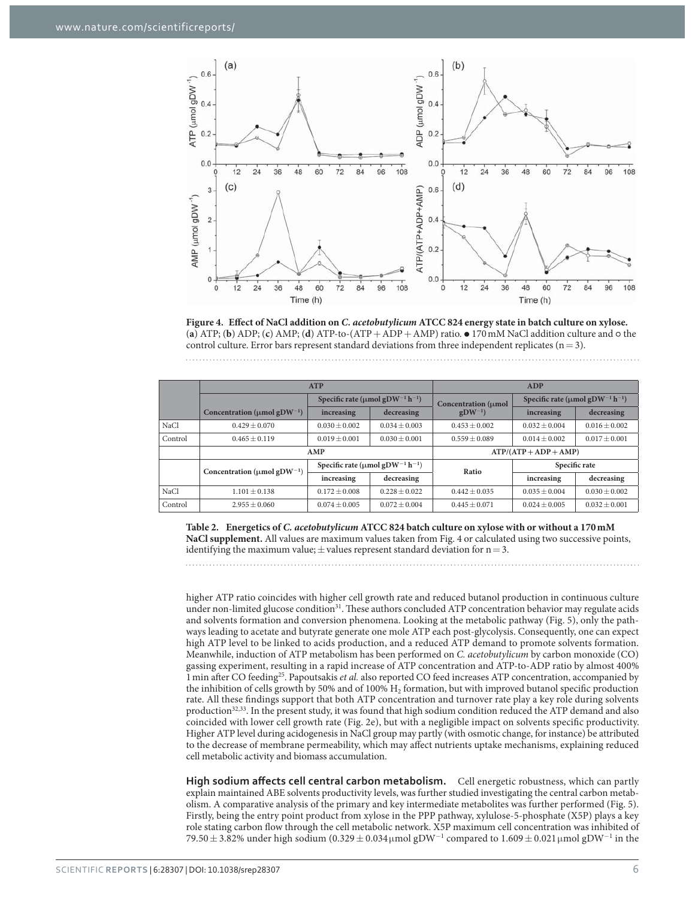**Figure 4. Effect of NaCl addition on *C. acetobutylicum* ATCC 824 energy state in batch culture on xylose.** (**a**) ATP; (**b**) ADP; (**c**) AMP; (**d**) ATP-to-(ATP + ADP + AMP) ratio. ● 170 mM NaCl addition culture and ○ the control culture. Error bars represent standard deviations from three independent replicates (n = 3).

| | ATP | | | ADP | | |
|---|---|---|---|---|---|---|
| | Concentration (μmol $gDW^{-1}$) | Specific rate (μmol $gDW^{-1} h^{-1}$) increasing | Specific rate (μmol $gDW^{-1} h^{-1}$) decreasing | Concentration (μmol $gDW^{-1}$) | Specific rate (μmol $gDW^{-1} h^{-1}$) increasing | Specific rate (μmol $gDW^{-1} h^{-1}$) decreasing |
| NaCl | 0.429 ± 0.070 | 0.030 ± 0.002 | 0.034 ± 0.003 | 0.453 ± 0.002 | 0.032 ± 0.004 | 0.016 ± 0.002 |
| Control | 0.465 ± 0.119 | 0.019 ± 0.001 | 0.030 ± 0.001 | 0.559 ± 0.089 | 0.014 ± 0.002 | 0.017 ± 0.001 |
| | **AMP** | | | **ATP/(ATP + ADP + AMP)** | | |
| | Concentration (μmol $gDW^{-1}$) | Specific rate (μmol $gDW^{-1} h^{-1}$) increasing | Specific rate (μmol $gDW^{-1} h^{-1}$) decreasing | Ratio | Specific rate increasing | Specific rate decreasing |
| NaCl | 1.101 ± 0.138 | 0.172 ± 0.008 | 0.228 ± 0.022 | 0.442 ± 0.035 | 0.035 ± 0.004 | 0.030 ± 0.002 |
| Control | 2.955 ± 0.060 | 0.074 ± 0.005 | 0.072 ± 0.004 | 0.445 ± 0.071 | 0.024 ± 0.005 | 0.032 ± 0.001 |

**Table 2. Energetics of *C. acetobutylicum* ATCC 824 batch culture on xylose with or without a 170 mM NaCl supplement.** All values are maximum values taken from Fig. 4 or calculated using two successive points, identifying the maximum value; ± values represent standard deviation for n = 3.

higher ATP ratio coincides with higher cell growth rate and reduced butanol production in continuous culture under non-limited glucose condition[31]. These authors concluded ATP concentration behavior may regulate acids and solvents formation and conversion phenomena. Looking at the metabolic pathway (Fig. 5), only the pathways leading to acetate and butyrate generate one mole ATP each post-glycolysis. Consequently, one can expect high ATP level to be linked to acids production, and a reduced ATP demand to promote solvents formation. Meanwhile, induction of ATP metabolism has been performed on *C. acetobutylicum* by carbon monoxide (CO) gassing experiment, resulting in a rapid increase of ATP concentration and ATP-to-ADP ratio by almost 400% 1 min after CO feeding[25]. Papoutsakis *et al.* also reported CO feed increases ATP concentration, accompanied by the inhibition of cells growth by 50% and of 100% $H_2$ formation, but with improved butanol specific production rate. All these findings support that both ATP concentration and turnover rate play a key role during solvents production[32,33]. In the present study, it was found that high sodium condition reduced the ATP demand and also coincided with lower cell growth rate (Fig. 2e), but with a negligible impact on solvents specific productivity. Higher ATP level during acidogenesis in NaCl group may partly (with osmotic change, for instance) be attributed to the decrease of membrane permeability, which may affect nutrients uptake mechanisms, explaining reduced cell metabolic activity and biomass accumulation.

**High sodium affects cell central carbon metabolism.** Cell energetic robustness, which can partly explain maintained ABE solvents productivity levels, was further studied investigating the central carbon metabolism. A comparative analysis of the primary and key intermediate metabolites was further performed (Fig. 5). Firstly, being the entry point product from xylose in the PPP pathway, xylulose-5-phosphate (X5P) plays a key role stating carbon flow through the cell metabolic network. X5P maximum cell concentration was inhibited of 79.50 ± 3.82% under high sodium (0.329 ± 0.034 μmol $gDW^{-1}$ compared to 1.609 ± 0.021 μmol $gDW^{-1}$ in the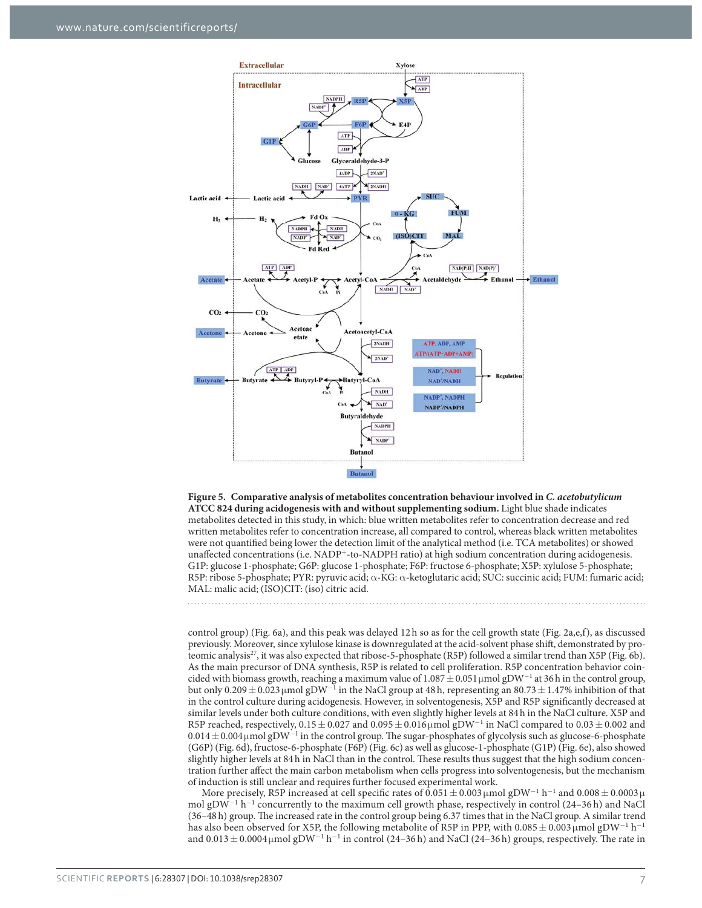**Figure 5. Comparative analysis of metabolites concentration behaviour involved in *C. acetobutylicum* ATCC 824 during acidogenesis with and without supplementing sodium.** Light blue shade indicates metabolites detected in this study, in which: blue written metabolites refer to concentration decrease and red written metabolites refer to concentration increase, all compared to control, whereas black written metabolites were not quantified being lower the detection limit of the analytical method (i.e. TCA metabolites) or showed unaffected concentrations (i.e. $NADP^+$-to-NADPH ratio) at high sodium concentration during acidogenesis. G1P: glucose 1-phosphate; G6P: glucose 1-phosphate; F6P: fructose 6-phosphate; X5P: xylulose 5-phosphate; R5P: ribose 5-phosphate; PYR: pyruvic acid; α-KG: α-ketoglutaric acid; SUC: succinic acid; FUM: fumaric acid; MAL: malic acid; (ISO)CIT: (iso) citric acid.

control group) (Fig. 6a), and this peak was delayed 12 h so as for the cell growth state (Fig. 2a,e,f), as discussed previously. Moreover, since xylulose kinase is downregulated at the acid-solvent phase shift, demonstrated by proteomic analysis[27], it was also expected that ribose-5-phosphate (R5P) followed a similar trend than X5P (Fig. 6b). As the main precursor of DNA synthesis, R5P is related to cell proliferation. R5P concentration behavior coincided with biomass growth, reaching a maximum value of 1.087 ± 0.051 μmol $gDW^{-1}$ at 36 h in the control group, but only 0.209 ± 0.023 μmol $gDW^{-1}$ in the NaCl group at 48 h, representing an 80.73 ± 1.47% inhibition of that in the control culture during acidogenesis. However, in solventogenesis, X5P and R5P significantly decreased at similar levels under both culture conditions, with even slightly higher levels at 84 h in the NaCl culture. X5P and R5P reached, respectively, 0.15 ± 0.027 and 0.095 ± 0.016 μmol $gDW^{-1}$ in NaCl compared to 0.03 ± 0.002 and 0.014 ± 0.004 μmol $gDW^{-1}$ in the control group. The sugar-phosphates of glycolysis such as glucose-6-phosphate (G6P) (Fig. 6d), fructose-6-phosphate (F6P) (Fig. 6c) as well as glucose-1-phosphate (G1P) (Fig. 6e), also showed slightly higher levels at 84 h in NaCl than in the control. These results thus suggest that the high sodium concentration further affect the main carbon metabolism when cells progress into solventogenesis, but the mechanism of induction is still unclear and requires further focused experimental work.

More precisely, R5P increased at cell specific rates of 0.051 ± 0.003 μmol $gDW^{-1}$ $h^{-1}$ and 0.008 ± 0.0003 μmol $gDW^{-1}$ $h^{-1}$ concurrently to the maximum cell growth phase, respectively in control (24–36 h) and NaCl (36–48 h) group. The increased rate in the control group being 6.37 times that in the NaCl group. A similar trend has also been observed for X5P, the following metabolite of R5P in PPP, with 0.085 ± 0.003 μmol $gDW^{-1}$ $h^{-1}$ and 0.013 ± 0.0004 μmol $gDW^{-1}$ $h^{-1}$ in control (24–36 h) and NaCl (24–36 h) groups, respectively. The rate in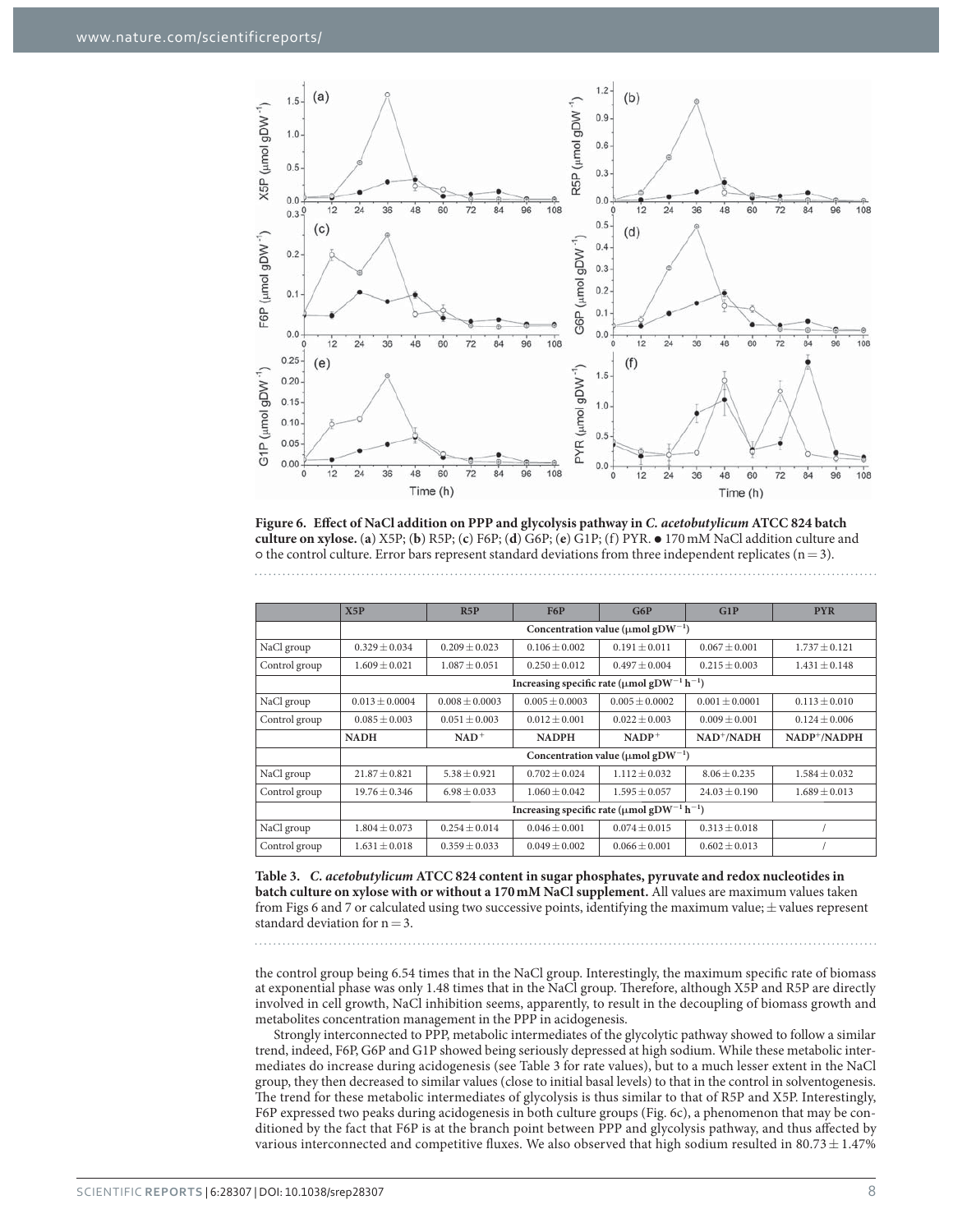**Figure 6. Effect of NaCl addition on PPP and glycolysis pathway in *C. acetobutylicum* ATCC 824 batch culture on xylose.** (**a**) X5P; (**b**) R5P; (**c**) F6P; (**d**) G6P; (**e**) G1P; (f) PYR. ● 170 mM NaCl addition culture and ○ the control culture. Error bars represent standard deviations from three independent replicates (n = 3).

| | X5P | R5P | F6P | G6P | G1P | PYR |
|---|---|---|---|---|---|---|
| | Concentration value (μmol gDW$^{-1}$) | | | | | |
| NaCl group | 0.329 ± 0.034 | 0.209 ± 0.023 | 0.106 ± 0.002 | 0.191 ± 0.011 | 0.067 ± 0.001 | 1.737 ± 0.121 |
| Control group | 1.609 ± 0.021 | 1.087 ± 0.051 | 0.250 ± 0.012 | 0.497 ± 0.004 | 0.215 ± 0.003 | 1.431 ± 0.148 |
| | Increasing specific rate (μmol gDW$^{-1}$ h$^{-1}$) | | | | | |
| NaCl group | 0.013 ± 0.0004 | 0.008 ± 0.0003 | 0.005 ± 0.0003 | 0.005 ± 0.0002 | 0.001 ± 0.0001 | 0.113 ± 0.010 |
| Control group | 0.085 ± 0.003 | 0.051 ± 0.003 | 0.012 ± 0.001 | 0.022 ± 0.003 | 0.009 ± 0.001 | 0.124 ± 0.006 |
| | **NADH** | **NAD$^+$** | **NADPH** | **NADP$^+$** | **NAD$^+$/NADH** | **NADP$^+$/NADPH** |
| | Concentration value (μmol gDW$^{-1}$) | | | | | |
| NaCl group | 21.87 ± 0.821 | 5.38 ± 0.921 | 0.702 ± 0.024 | 1.112 ± 0.032 | 8.06 ± 0.235 | 1.584 ± 0.032 |
| Control group | 19.76 ± 0.346 | 6.98 ± 0.033 | 1.060 ± 0.042 | 1.595 ± 0.057 | 24.03 ± 0.190 | 1.689 ± 0.013 |
| | Increasing specific rate (μmol gDW$^{-1}$ h$^{-1}$) | | | | | |
| NaCl group | 1.804 ± 0.073 | 0.254 ± 0.014 | 0.046 ± 0.001 | 0.074 ± 0.015 | 0.313 ± 0.018 | / |
| Control group | 1.631 ± 0.018 | 0.359 ± 0.033 | 0.049 ± 0.002 | 0.066 ± 0.001 | 0.602 ± 0.013 | / |

**Table 3. *C. acetobutylicum* ATCC 824 content in sugar phosphates, pyruvate and redox nucleotides in batch culture on xylose with or without a 170 mM NaCl supplement.** All values are maximum values taken from Figs 6 and 7 or calculated using two successive points, identifying the maximum value; ± values represent standard deviation for n = 3.

the control group being 6.54 times that in the NaCl group. Interestingly, the maximum specific rate of biomass at exponential phase was only 1.48 times that in the NaCl group. Therefore, although X5P and R5P are directly involved in cell growth, NaCl inhibition seems, apparently, to result in the decoupling of biomass growth and metabolites concentration management in the PPP in acidogenesis.

Strongly interconnected to PPP, metabolic intermediates of the glycolytic pathway showed to follow a similar trend, indeed, F6P, G6P and G1P showed being seriously depressed at high sodium. While these metabolic intermediates do increase during acidogenesis (see Table 3 for rate values), but to a much lesser extent in the NaCl group, they then decreased to similar values (close to initial basal levels) to that in the control in solventogenesis. The trend for these metabolic intermediates of glycolysis is thus similar to that of R5P and X5P. Interestingly, F6P expressed two peaks during acidogenesis in both culture groups (Fig. 6c), a phenomenon that may be conditioned by the fact that F6P is at the branch point between PPP and glycolysis pathway, and thus affected by various interconnected and competitive fluxes. We also observed that high sodium resulted in 80.73 ± 1.47%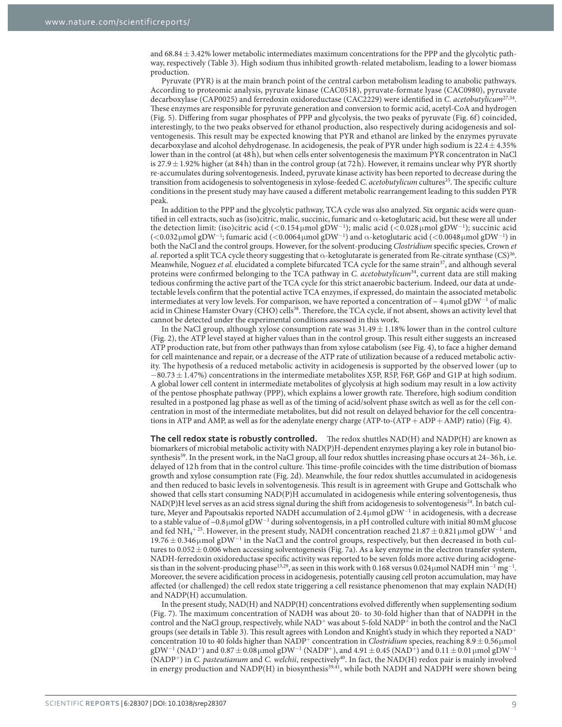and $68.84 \pm 3.42\%$ lower metabolic intermediates maximum concentrations for the PPP and the glycolytic pathway, respectively (Table 3). High sodium thus inhibited growth-related metabolism, leading to a lower biomass production.

Pyruvate (PYR) is at the main branch point of the central carbon metabolism leading to anabolic pathways. According to proteomic analysis, pyruvate kinase (CAC0518), pyruvate-formate lyase (CAC0980), pyruvate decarboxylase (CAP0025) and ferredoxin oxidoreductase (CAC2229) were identified in *C. acetobutylicum*[27,34]. These enzymes are responsible for pyruvate generation and conversion to formic acid, acetyl-CoA and hydrogen (Fig. 5). Differing from sugar phosphates of PPP and glycolysis, the two peaks of pyruvate (Fig. 6f) coincided, interestingly, to the two peaks observed for ethanol production, also respectively during acidogenesis and solventogenesis. This result may be expected knowing that PYR and ethanol are linked by the enzymes pyruvate decarboxylase and alcohol dehydrogenase. In acidogenesis, the peak of PYR under high sodium is $22.4 \pm 4.35\%$ lower than in the control (at 48 h), but when cells enter solventogenesis the maximum PYR concentraton in NaCl is $27.9 \pm 1.92\%$ higher (at 84 h) than in the control group (at 72 h). However, it remains unclear why PYR shortly re-accumulates during solventogenesis. Indeed, pyruvate kinase activity has been reported to decrease during the transition from acidogenesis to solventogenesis in xylose-fed *C. acetobutylicum* cultures[35]. The specific culture conditions in the present study may have caused a different metabolic rearrangement leading to this sudden PYR peak.

In addition to the PPP and the glycolytic pathway, TCA cycle was also analyzed. Six organic acids were quantified in cell extracts, such as (iso)citric, malic, succinic, fumaric and α-ketoglutaric acid, but these were all under the detection limit: (iso)citric acid ($<0.154\,\mu$mol gDW$^{-1}$); malic acid ($<0.028\,\mu$mol gDW$^{-1}$); succinic acid ($<0.032\,\mu$mol gDW$^{-1}$; fumaric acid ($<0.0064\,\mu$mol gDW$^{-1}$) and α-ketoglutaric acid ($<0.0048\,\mu$mol gDW$^{-1}$) in both the NaCl and the control groups. However, for the solvent-producing *Clostridium* specific species, Crown *et al.* reported a split TCA cycle theory suggesting that α-ketoglutarate is generated from Re-citrate synthase (CS)[36]. Meanwhile, Noguez *et al.* elucidated a complete bifurcated TCA cycle for the same strain[37], and although several proteins were confirmed belonging to the TCA pathway in *C. acetobutylicum*[34], current data are still making tedious confirming the active part of the TCA cycle for this strict anaerobic bacterium. Indeed, our data at undetectable levels confirm that the potential active TCA enzymes, if expressed, do maintain the associated metabolic intermediates at very low levels. For comparison, we have reported a concentration of $\sim 4\,\mu$mol gDW$^{-1}$ of malic acid in Chinese Hamster Ovary (CHO) cells[38]. Therefore, the TCA cycle, if not absent, shows an activity level that cannot be detected under the experimental conditions assessed in this work.

In the NaCl group, although xylose consumption rate was $31.49 \pm 1.18\%$ lower than in the control culture (Fig. 2), the ATP level stayed at higher values than in the control group. This result either suggests an increased ATP production rate, but from other pathways than from xylose catabolism (see Fig. 4), to face a higher demand for cell maintenance and repair, or a decrease of the ATP rate of utilization because of a reduced metabolic activity. The hypothesis of a reduced metabolic activity in acidogenesis is supported by the observed lower (up to $-80.73 \pm 1.47\%$) concentrations in the intermediate metabolites X5P, R5P, F6P, G6P and G1P at high sodium. A global lower cell content in intermediate metabolites of glycolysis at high sodium may result in a low activity of the pentose phosphate pathway (PPP), which explains a lower growth rate. Therefore, high sodium condition resulted in a postponed lag phase as well as of the timing of acid/solvent phase switch as well as for the cell concentration in most of the intermediate metabolites, but did not result on delayed behavior for the cell concentrations in ATP and AMP, as well as for the adenylate energy charge (ATP-to-(ATP + ADP + AMP) ratio) (Fig. 4).

**The cell redox state is robustly controlled.** The redox shuttles NAD(H) and NADP(H) are known as biomarkers of microbial metabolic activity with NAD(P)H-dependent enzymes playing a key role in butanol biosynthesis[39]. In the present work, in the NaCl group, all four redox shuttles increasing phase occurs at 24–36 h, i.e. delayed of 12 h from that in the control culture. This time-profile coincides with the time distribution of biomass growth and xylose consumption rate (Fig. 2d). Meanwhile, the four redox shuttles accumulated in acidogenesis and then reduced to basic levels in solventogenesis. This result is in agreement with Grupe and Gottschalk who showed that cells start consuming NAD(P)H accumulated in acidogenesis while entering solventogenesis, thus NAD(P)H level serves as an acid stress signal during the shift from acidogenesis to solventogenesis[24]. In batch culture, Meyer and Papoutsakis reported NADH accumulation of $2.4\,\mu$mol gDW$^{-1}$ in acidogenesis, with a decrease to a stable value of $\sim 0.8\,\mu$mol gDW$^{-1}$ during solventogensis, in a pH controlled culture with initial 80 mM glucose and fed $NH_4^+$[25]. However, in the present study, NADH concentration reached $21.87 \pm 0.821\,\mu$mol gDW$^{-1}$ and $19.76 \pm 0.346\,\mu$mol gDW$^{-1}$ in the NaCl and the control groups, respectively, but then decreased in both cultures to $0.052 \pm 0.006$ when accessing solventogenesis (Fig. 7a). As a key enzyme in the electron transfer system, NADH-ferredoxin oxidoreductase specific activity was reported to be seven folds more active during acidogenesis than in the solvent-producing phase[13,29], as seen in this work with 0.168 versus $0.024\,\mu$mol NADH min$^{-1}$ mg$^{-1}$. Moreover, the severe acidification process in acidogenesis, potentially causing cell proton accumulation, may have affected (or challenged) the cell redox state triggering a cell resistance phenomenon that may explain NAD(H) and NADP(H) accumulation.

In the present study, NAD(H) and NADP(H) concentrations evolved differently when supplementing sodium (Fig. 7). The maximum concentration of NADH was about 20- to 30-fold higher than that of NADPH in the control and the NaCl group, respectively, while $NAD^+$ was about 5-fold $NADP^+$ in both the control and the NaCl groups (see details in Table 3). This result agrees with London and Knight's study in which they reported a $NAD^+$ concentration 10 to 40 folds higher than $NADP^+$ concentration in *Clostridium* species, reaching $8.9 \pm 0.56\,\mu$mol gDW$^{-1}$ ($NAD^+$) and $0.87 \pm 0.08\,\mu$mol gDW$^{-1}$ ($NADP^+$), and $4.91 \pm 0.45$ ($NAD^+$) and $0.11 \pm 0.01\,\mu$mol gDW$^{-1}$ ($NADP^+$) in *C. pasteutianum* and *C. welchii*, respectively[40]. In fact, the NAD(H) redox pair is mainly involved in energy production and NADP(H) in biosynthesis[39,41], while both NADH and NADPH were shown being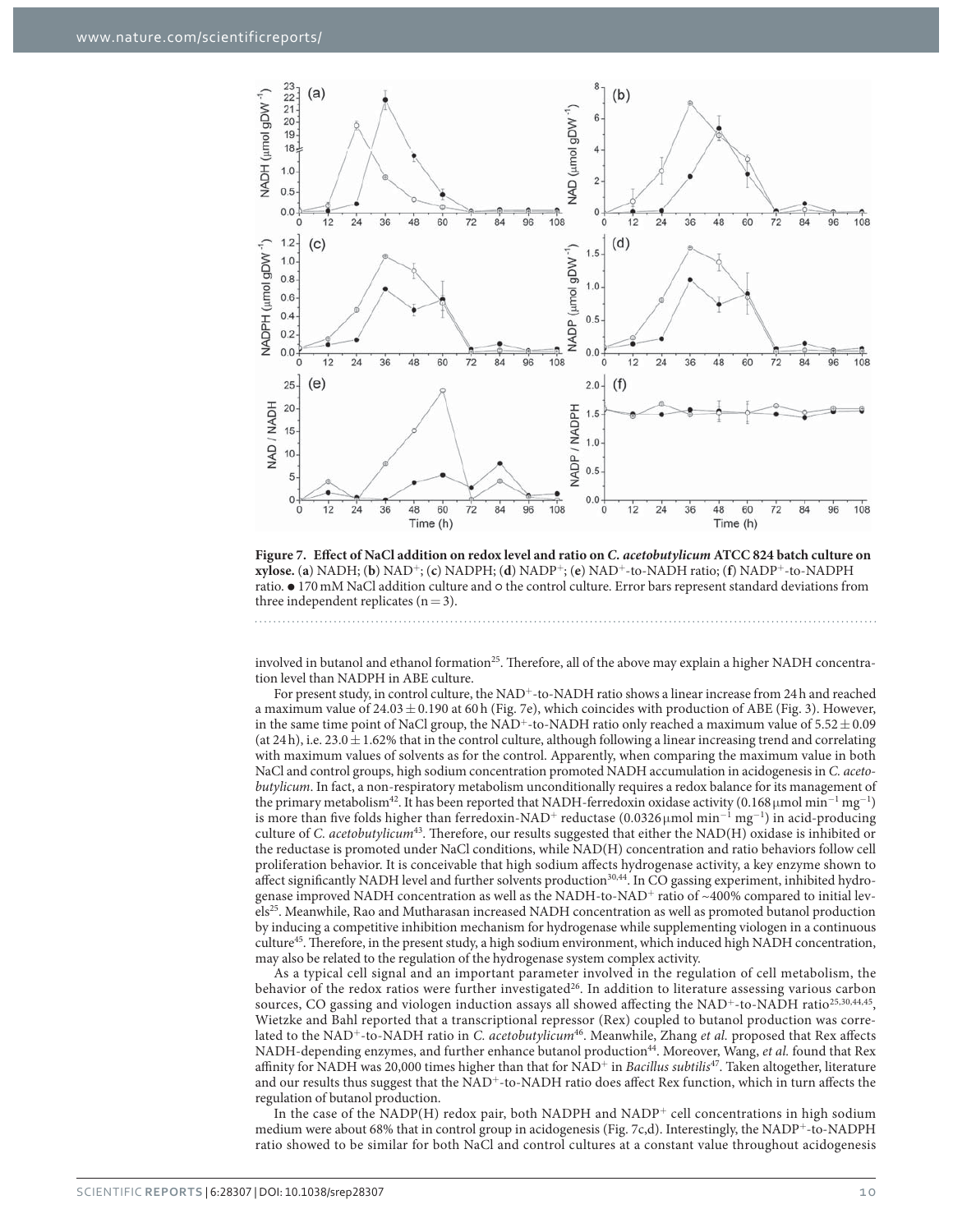**Figure 7. Effect of NaCl addition on redox level and ratio on *C. acetobutylicum* ATCC 824 batch culture on xylose.** (**a**) NADH; (**b**) $NAD^+$; (**c**) NADPH; (**d**) $NADP^+$; (**e**) $NAD^+$-to-NADH ratio; (**f**) $NADP^+$-to-NADPH ratio. ● 170 mM NaCl addition culture and ○ the control culture. Error bars represent standard deviations from three independent replicates (n = 3).

involved in butanol and ethanol formation[25]. Therefore, all of the above may explain a higher NADH concentration level than NADPH in ABE culture.

For present study, in control culture, the $NAD^+$-to-NADH ratio shows a linear increase from 24 h and reached a maximum value of $24.03 \pm 0.190$ at 60 h (Fig. 7e), which coincides with production of ABE (Fig. 3). However, in the same time point of NaCl group, the $NAD^+$-to-NADH ratio only reached a maximum value of $5.52 \pm 0.09$ (at 24 h), i.e. $23.0 \pm 1.62\%$ that in the control culture, although following a linear increasing trend and correlating with maximum values of solvents as for the control. Apparently, when comparing the maximum value in both NaCl and control groups, high sodium concentration promoted NADH accumulation in acidogenesis in *C. acetobutylicum*. In fact, a non-respiratory metabolism unconditionally requires a redox balance for its management of the primary metabolism[42]. It has been reported that NADH-ferredoxin oxidase activity (0.168 μmol $min^{-1}$ $mg^{-1}$) is more than five folds higher than ferredoxin-$NAD^+$ reductase (0.0326 μmol $min^{-1}$ $mg^{-1}$) in acid-producing culture of *C. acetobutylicum*[43]. Therefore, our results suggested that either the NAD(H) oxidase is inhibited or the reductase is promoted under NaCl conditions, while NAD(H) concentration and ratio behaviors follow cell proliferation behavior. It is conceivable that high sodium affects hydrogenase activity, a key enzyme shown to affect significantly NADH level and further solvents production[30,44]. In CO gassing experiment, inhibited hydrogenase improved NADH concentration as well as the NADH-to-$NAD^+$ ratio of ~400% compared to initial levels[25]. Meanwhile, Rao and Mutharasan increased NADH concentration as well as promoted butanol production by inducing a competitive inhibition mechanism for hydrogenase while supplementing viologen in a continuous culture[45]. Therefore, in the present study, a high sodium environment, which induced high NADH concentration, may also be related to the regulation of the hydrogenase system complex activity.

As a typical cell signal and an important parameter involved in the regulation of cell metabolism, the behavior of the redox ratios were further investigated[26]. In addition to literature assessing various carbon sources, CO gassing and viologen induction assays all showed affecting the $NAD^+$-to-NADH ratio[25,30,44,45], Wietzke and Bahl reported that a transcriptional repressor (Rex) coupled to butanol production was correlated to the $NAD^+$-to-NADH ratio in *C. acetobutylicum*[46]. Meanwhile, Zhang *et al.* proposed that Rex affects NADH-depending enzymes, and further enhance butanol production[44]. Moreover, Wang, *et al.* found that Rex affinity for NADH was 20,000 times higher than that for $NAD^+$ in *Bacillus subtilis*[47]. Taken altogether, literature and our results thus suggest that the $NAD^+$-to-NADH ratio does affect Rex function, which in turn affects the regulation of butanol production.

In the case of the NADP(H) redox pair, both NADPH and $NADP^+$ cell concentrations in high sodium medium were about 68% that in control group in acidogenesis (Fig. 7c,d). Interestingly, the $NADP^+$-to-NADPH ratio showed to be similar for both NaCl and control cultures at a constant value throughout acidogenesis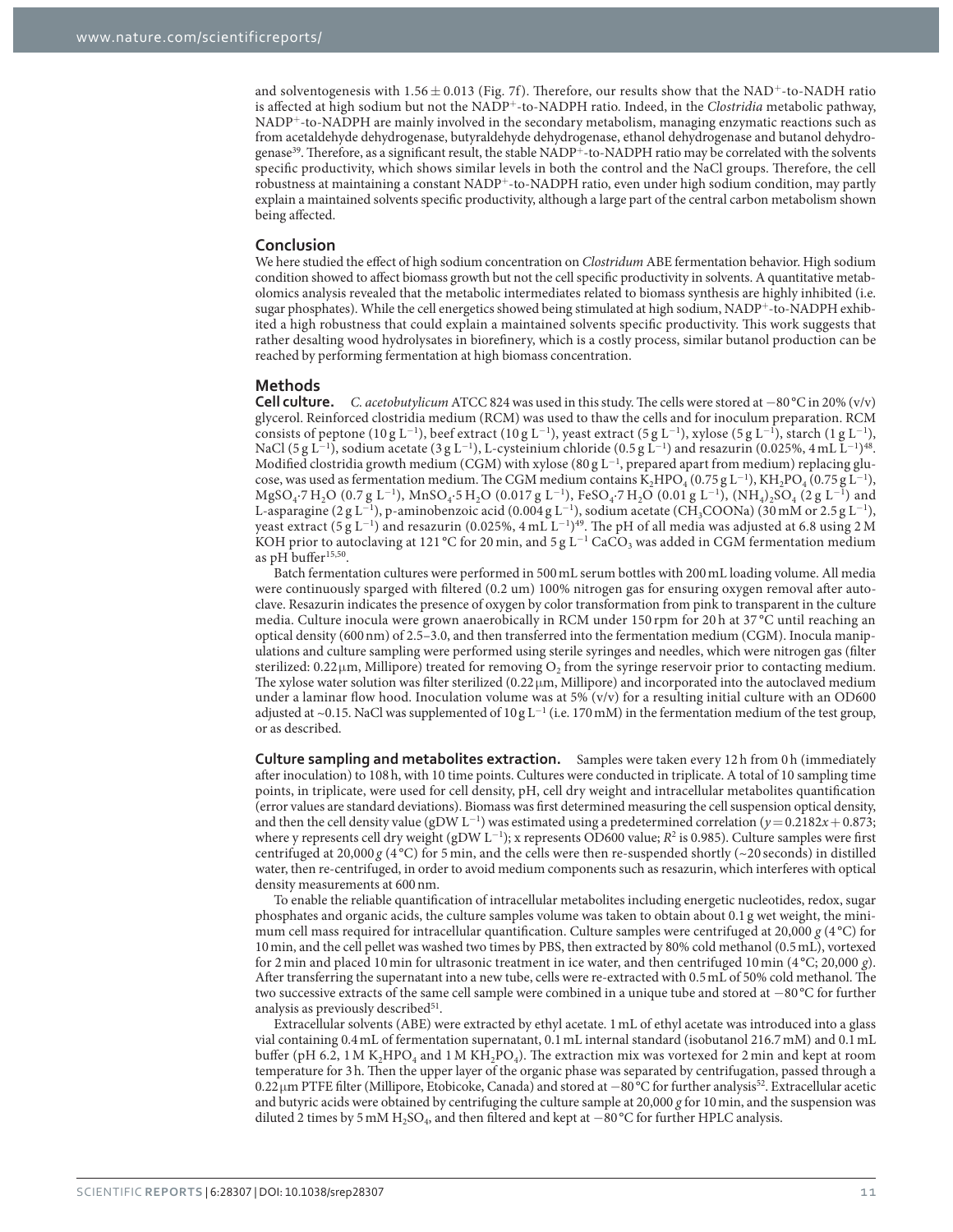and solventogenesis with $1.56 \pm 0.013$ (Fig. 7f). Therefore, our results show that the $NAD^+$-to-NADH ratio is affected at high sodium but not the $NADP^+$-to-NADPH ratio. Indeed, in the *Clostridia* metabolic pathway, $NADP^+$-to-NADPH are mainly involved in the secondary metabolism, managing enzymatic reactions such as from acetaldehyde dehydrogenase, butyraldehyde dehydrogenase, ethanol dehydrogenase and butanol dehydrogenase[39]. Therefore, as a significant result, the stable $NADP^+$-to-NADPH ratio may be correlated with the solvents specific productivity, which shows similar levels in both the control and the NaCl groups. Therefore, the cell robustness at maintaining a constant $NADP^+$-to-NADPH ratio, even under high sodium condition, may partly explain a maintained solvents specific productivity, although a large part of the central carbon metabolism shown being affected.

## Conclusion

We here studied the effect of high sodium concentration on *Clostridum* ABE fermentation behavior. High sodium condition showed to affect biomass growth but not the cell specific productivity in solvents. A quantitative metabolomics analysis revealed that the metabolic intermediates related to biomass synthesis are highly inhibited (i.e. sugar phosphates). While the cell energetics showed being stimulated at high sodium, $NADP^+$-to-NADPH exhibited a high robustness that could explain a maintained solvents specific productivity. This work suggests that rather desalting wood hydrolysates in biorefinery, which is a costly process, similar butanol production can be reached by performing fermentation at high biomass concentration.

## Methods

**Cell culture.** *C. acetobutylicum* ATCC 824 was used in this study. The cells were stored at −80 °C in 20% (v/v) glycerol. Reinforced clostridia medium (RCM) was used to thaw the cells and for inoculum preparation. RCM consists of peptone (10 g $L^{-1}$), beef extract (10 g $L^{-1}$), yeast extract (5 g $L^{-1}$), xylose (5 g $L^{-1}$), starch (1 g $L^{-1}$), NaCl (5 g $L^{-1}$), sodium acetate (3 g $L^{-1}$), L-cysteinium chloride (0.5 g $L^{-1}$) and resazurin (0.025%, 4 mL $L^{-1}$)[48]. Modified clostridia growth medium (CGM) with xylose (80 g $L^{-1}$, prepared apart from medium) replacing glucose, was used as fermentation medium. The CGM medium contains $K_2HPO_4$ (0.75 g $L^{-1}$), $KH_2PO_4$ (0.75 g $L^{-1}$), $MgSO_4 \cdot 7H_2O$ (0.7 g $L^{-1}$), $MnSO_4 \cdot 5H_2O$ (0.017 g $L^{-1}$), $FeSO_4 \cdot 7H_2O$ (0.01 g $L^{-1}$), $(NH_4)_2SO_4$ (2 g $L^{-1}$) and L-asparagine (2 g $L^{-1}$), p-aminobenzoic acid (0.004 g $L^{-1}$), sodium acetate ($CH_3COONa$) (30 mM or 2.5 g $L^{-1}$), yeast extract (5 g $L^{-1}$) and resazurin (0.025%, 4 mL $L^{-1}$)[49]. The pH of all media was adjusted at 6.8 using 2 M KOH prior to autoclaving at 121 °C for 20 min, and 5 g $L^{-1}$ $CaCO_3$ was added in CGM fermentation medium as pH buffer[15,50].

Batch fermentation cultures were performed in 500 mL serum bottles with 200 mL loading volume. All media were continuously sparged with filtered (0.2 um) 100% nitrogen gas for ensuring oxygen removal after autoclave. Resazurin indicates the presence of oxygen by color transformation from pink to transparent in the culture media. Culture inocula were grown anaerobically in RCM under 150 rpm for 20 h at 37 °C until reaching an optical density (600 nm) of 2.5–3.0, and then transferred into the fermentation medium (CGM). Inocula manipulations and culture sampling were performed using sterile syringes and needles, which were nitrogen gas (filter sterilized: 0.22 μm, Millipore) treated for removing $O_2$ from the syringe reservoir prior to contacting medium. The xylose water solution was filter sterilized (0.22 μm, Millipore) and incorporated into the autoclaved medium under a laminar flow hood. Inoculation volume was at 5% (v/v) for a resulting initial culture with an OD600 adjusted at ~0.15. NaCl was supplemented of 10 g $L^{-1}$ (i.e. 170 mM) in the fermentation medium of the test group, or as described.

**Culture sampling and metabolites extraction.** Samples were taken every 12 h from 0 h (immediately after inoculation) to 108 h, with 10 time points. Cultures were conducted in triplicate. A total of 10 sampling time points, in triplicate, were used for cell density, pH, cell dry weight and intracellular metabolites quantification (error values are standard deviations). Biomass was first determined measuring the cell suspension optical density, and then the cell density value (gDW $L^{-1}$) was estimated using a predetermined correlation ($y = 0.2182x + 0.873$; where y represents cell dry weight (gDW $L^{-1}$); x represents OD600 value; $R^2$ is 0.985). Culture samples were first centrifuged at 20,000 *g* (4 °C) for 5 min, and the cells were then re-suspended shortly (~20 seconds) in distilled water, then re-centrifuged, in order to avoid medium components such as resazurin, which interferes with optical density measurements at 600 nm.

To enable the reliable quantification of intracellular metabolites including energetic nucleotides, redox, sugar phosphates and organic acids, the culture samples volume was taken to obtain about 0.1 g wet weight, the minimum cell mass required for intracellular quantification. Culture samples were centrifuged at 20,000 *g* (4 °C) for 10 min, and the cell pellet was washed two times by PBS, then extracted by 80% cold methanol (0.5 mL), vortexed for 2 min and placed 10 min for ultrasonic treatment in ice water, and then centrifuged 10 min (4 °C; 20,000 *g*). After transferring the supernatant into a new tube, cells were re-extracted with 0.5 mL of 50% cold methanol. The two successive extracts of the same cell sample were combined in a unique tube and stored at −80 °C for further analysis as previously described[51].

Extracellular solvents (ABE) were extracted by ethyl acetate. 1 mL of ethyl acetate was introduced into a glass vial containing 0.4 mL of fermentation supernatant, 0.1 mL internal standard (isobutanol 216.7 mM) and 0.1 mL buffer (pH 6.2, 1 M $K_2HPO_4$ and 1 M $KH_2PO_4$). The extraction mix was vortexed for 2 min and kept at room temperature for 3 h. Then the upper layer of the organic phase was separated by centrifugation, passed through a 0.22 μm PTFE filter (Millipore, Etobicoke, Canada) and stored at −80 °C for further analysis[52]. Extracellular acetic and butyric acids were obtained by centrifuging the culture sample at 20,000 *g* for 10 min, and the suspension was diluted 2 times by 5 mM $H_2SO_4$, and then filtered and kept at −80 °C for further HPLC analysis.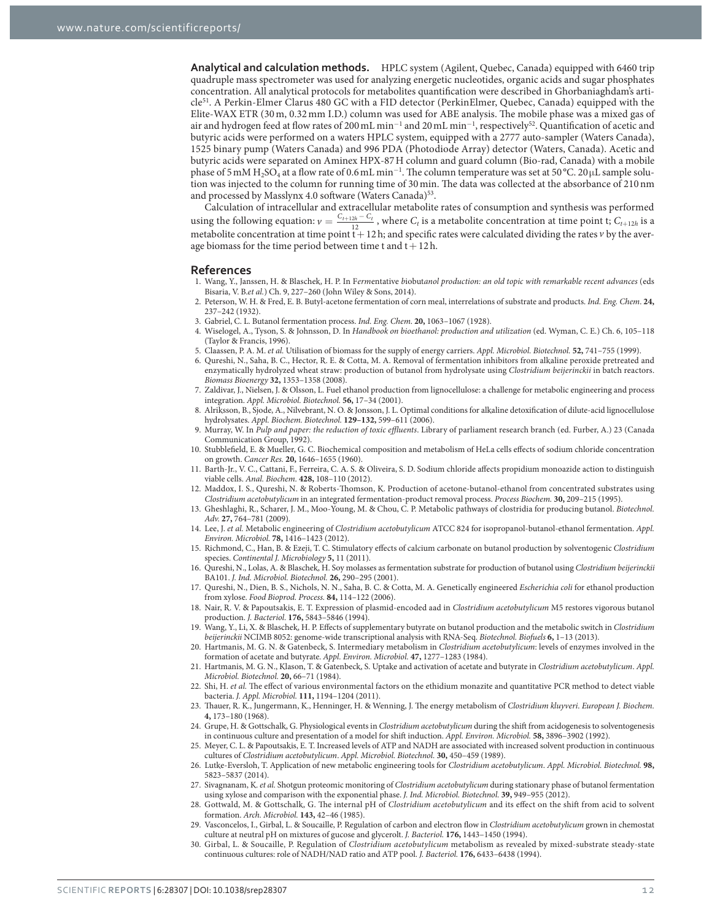**Analytical and calculation methods.** HPLC system (Agilent, Quebec, Canada) equipped with 6460 trip quadruple mass spectrometer was used for analyzing energetic nucleotides, organic acids and sugar phosphates concentration. All analytical protocols for metabolites quantification were described in Ghorbaniaghdam's article[51]. A Perkin-Elmer Clarus 480 GC with a FID detector (PerkinElmer, Quebec, Canada) equipped with the Elite-WAX ETR (30 m, 0.32 mm I.D.) column was used for ABE analysis. The mobile phase was a mixed gas of air and hydrogen feed at flow rates of 200 mL $min^{-1}$ and 20 mL $min^{-1}$, respectively[52]. Quantification of acetic and butyric acids were performed on a waters HPLC system, equipped with a 2777 auto-sampler (Waters Canada), 1525 binary pump (Waters Canada) and 996 PDA (Photodiode Array) detector (Waters, Canada). Acetic and butyric acids were separated on Aminex HPX-87 H column and guard column (Bio-rad, Canada) with a mobile phase of 5 mM $H_2SO_4$ at a flow rate of 0.6 mL $min^{-1}$. The column temperature was set at 50 °C. 20 μL sample solution was injected to the column for running time of 30 min. The data was collected at the absorbance of 210 nm and processed by Masslynx 4.0 software (Waters Canada)[53].

Calculation of intracellular and extracellular metabolite rates of consumption and synthesis was performed using the following equation: $v = \frac{C_{t+12h} - C_t}{12}$, where $C_t$ is a metabolite concentration at time point t; $C_{t+12h}$ is a metabolite concentration at time point t + 12 h; and specific rates were calculated dividing the rates $v$ by the average biomass for the time period between time t and t + 12 h.

## References

1. Wang, Y., Janssen, H. & Blaschek, H. P. In *Fermentative biobutanol production: an old topic with remarkable recent advances* (eds Bisaria, V. B.*et al.*) Ch. 9, 227–260 (John Wiley & Sons, 2014).
2. Peterson, W. H. & Fred, E. B. Butyl-acetone fermentation of corn meal, interrelations of substrate and products. *Ind. Eng. Chem.* **24,** 237–242 (1932).
3. Gabriel, C. L. Butanol fermentation process. *Ind. Eng. Chem.* **20,** 1063–1067 (1928).
4. Wiselogel, A., Tyson, S. & Johnsson, D. In *Handbook on bioethanol: production and utilization* (ed. Wyman, C. E.) Ch. 6, 105–118 (Taylor & Francis, 1996).
5. Claassen, P. A. M. *et al.* Utilisation of biomass for the supply of energy carriers. *Appl. Microbiol. Biotechnol.* **52,** 741–755 (1999).
6. Qureshi, N., Saha, B. C., Hector, R. E. & Cotta, M. A. Removal of fermentation inhibitors from alkaline peroxide pretreated and enzymatically hydrolyzed wheat straw: production of butanol from hydrolysate using *Clostridium beijerinckii* in batch reactors. *Biomass Bioenergy* **32,** 1353–1358 (2008).
7. Zaldivar, J., Nielsen, J. & Olsson, L. Fuel ethanol production from lignocellulose: a challenge for metabolic engineering and process integration. *Appl. Microbiol. Biotechnol.* **56,** 17–34 (2001).
8. Alriksson, B., Sjode, A., Nilvebrant, N. O. & Jonsson, J. L. Optimal conditions for alkaline detoxification of dilute-acid lignocellulose hydrolysates. *Appl. Biochem. Biotechnol.* **129–132,** 599–611 (2006).
9. Murray, W. In *Pulp and paper: the reduction of toxic effluents*. Library of parliament research branch (ed. Furber, A.) 23 (Canada Communication Group, 1992).
10. Stubblefield, E. & Mueller, G. C. Biochemical composition and metabolism of HeLa cells effects of sodium chloride concentration on growth. *Cancer Res.* **20,** 1646–1655 (1960).
11. Barth-Jr., V. C., Cattani, F., Ferreira, C. A. S. & Oliveira, S. D. Sodium chloride affects propidium monoazide action to distinguish viable cells. *Anal. Biochem.* **428,** 108–110 (2012).
12. Maddox, I. S., Qureshi, N. & Roberts-Thomson, K. Production of acetone-butanol-ethanol from concentrated substrates using *Clostridium acetobutylicum* in an integrated fermentation-product removal process. *Process Biochem.* **30,** 209–215 (1995).
13. Gheshlaghi, R., Scharer, J. M., Moo-Young, M. & Chou, C. P. Metabolic pathways of clostridia for producing butanol. *Biotechnol. Adv.* **27,** 764–781 (2009).
14. Lee, J. *et al.* Metabolic engineering of *Clostridium acetobutylicum* ATCC 824 for isopropanol-butanol-ethanol fermentation. *Appl. Environ. Microbiol.* **78,** 1416–1423 (2012).
15. Richmond, C., Han, B. & Ezeji, T. C. Stimulatory effects of calcium carbonate on butanol production by solventogenic *Clostridium* species. *Continental J. Microbiology* **5,** 11 (2011).
16. Qureshi, N., Lolas, A. & Blaschek, H. Soy molasses as fermentation substrate for production of butanol using *Clostridium beijerinckii* BA101. *J. Ind. Microbiol. Biotechnol.* **26,** 290–295 (2001).
17. Qureshi, N., Dien, B. S., Nichols, N. N., Saha, B. C. & Cotta, M. A. Genetically engineered *Escherichia coli* for ethanol production from xylose. *Food Bioprod. Process.* **84,** 114–122 (2006).
18. Nair, R. V. & Papoutsakis, E. T. Expression of plasmid-encoded aad in *Clostridium acetobutylicum* M5 restores vigorous butanol production. *J. Bacteriol.* **176,** 5843–5846 (1994).
19. Wang, Y., Li, X. & Blaschek, H. P. Effects of supplementary butyrate on butanol production and the metabolic switch in *Clostridium beijerinckii* NCIMB 8052: genome-wide transcriptional analysis with RNA-Seq. *Biotechnol. Biofuels* **6,** 1–13 (2013).
20. Hartmanis, M. G. N. & Gatenbeck, S. Intermediary metabolism in *Clostridium acetobutylicum*: levels of enzymes involved in the formation of acetate and butyrate. *Appl. Environ. Microbiol.* **47,** 1277–1283 (1984).
21. Hartmanis, M. G. N., Klason, T. & Gatenbeck, S. Uptake and activation of acetate and butyrate in *Clostridium acetobutylicum*. *Appl. Microbiol. Biotechnol.* **20,** 66–71 (1984).
22. Shi, H. *et al.* The effect of various environmental factors on the ethidium monazite and quantitative PCR method to detect viable bacteria. *J. Appl. Microbiol.* **111,** 1194–1204 (2011).
23. Thauer, R. K., Jungermann, K., Henninger, H. & Wenning, J. The energy metabolism of *Clostridium kluyveri*. *European J. Biochem.* **4,** 173–180 (1968).
24. Grupe, H. & Gottschalk, G. Physiological events in *Clostridium acetobutylicum* during the shift from acidogenesis to solventogenesis in continuous culture and presentation of a model for shift induction. *Appl. Environ. Microbiol.* **58,** 3896–3902 (1992).
25. Meyer, C. L. & Papoutsakis, E. T. Increased levels of ATP and NADH are associated with increased solvent production in continuous cultures of *Clostridium acetobutylicum*. *Appl. Microbiol. Biotechnol.* **30,** 450–459 (1989).
26. Lutke-Eversloh, T. Application of new metabolic engineering tools for *Clostridium acetobutylicum*. *Appl. Microbiol. Biotechnol.* **98,** 5823–5837 (2014).
27. Sivagnanam, K. *et al.* Shotgun proteomic monitoring of *Clostridium acetobutylicum* during stationary phase of butanol fermentation using xylose and comparison with the exponential phase. *J. Ind. Microbiol. Biotechnol.* **39,** 949–955 (2012).
28. Gottwald, M. & Gottschalk, G. The internal pH of *Clostridium acetobutylicum* and its effect on the shift from acid to solvent formation. *Arch. Microbiol.* **143,** 42–46 (1985).
29. Vasconcelos, I., Girbal, L. & Soucaille, P. Regulation of carbon and electron flow in *Clostridium acetobutylicum* grown in chemostat culture at neutral pH on mixtures of gucose and glycerol. *J. Bacteriol.* **176,** 1443–1450 (1994).
30. Girbal, L. & Soucaille, P. Regulation of *Clostridium acetobutylicum* metabolism as revealed by mixed-substrate steady-state continuous cultures: role of NADH/NAD ratio and ATP pool. *J. Bacteriol.* **176,** 6433–6438 (1994).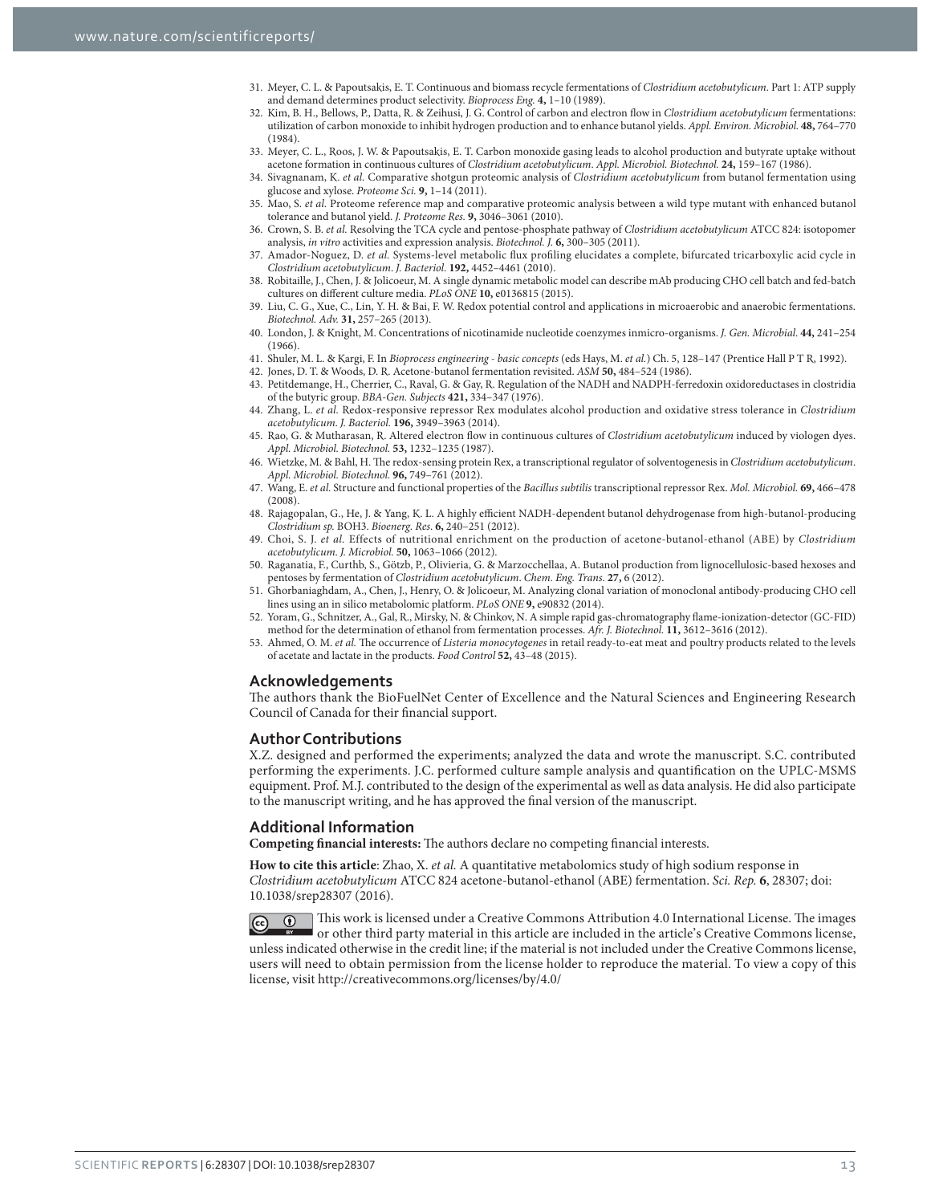31. Meyer, C. L. & Papoutsakis, E. T. Continuous and biomass recycle fermentations of *Clostridium acetobutylicum*. Part 1: ATP supply and demand determines product selectivity. *Bioprocess Eng.* **4,** 1–10 (1989).
32. Kim, B. H., Bellows, P., Datta, R. & Zeihusi, J. G. Control of carbon and electron flow in *Clostridium acetobutylicum* fermentations: utilization of carbon monoxide to inhibit hydrogen production and to enhance butanol yields. *Appl. Environ. Microbiol.* **48,** 764–770 (1984).
33. Meyer, C. L., Roos, J. W. & Papoutsakis, E. T. Carbon monoxide gasing leads to alcohol production and butyrate uptake without acetone formation in continuous cultures of *Clostridium acetobutylicum*. *Appl. Microbiol. Biotechnol.* **24,** 159–167 (1986).
34. Sivagnanam, K. *et al.* Comparative shotgun proteomic analysis of *Clostridium acetobutylicum* from butanol fermentation using glucose and xylose. *Proteome Sci.* **9,** 1–14 (2011).
35. Mao, S. *et al.* Proteome reference map and comparative proteomic analysis between a wild type mutant with enhanced butanol tolerance and butanol yield. *J. Proteome Res.* **9,** 3046–3061 (2010).
36. Crown, S. B. *et al.* Resolving the TCA cycle and pentose-phosphate pathway of *Clostridium acetobutylicum* ATCC 824: isotopomer analysis, *in vitro* activities and expression analysis. *Biotechnol. J.* **6,** 300–305 (2011).
37. Amador-Noguez, D. *et al.* Systems-level metabolic flux profiling elucidates a complete, bifurcated tricarboxylic acid cycle in *Clostridium acetobutylicum*. *J. Bacteriol.* **192,** 4452–4461 (2010).
38. Robitaille, J., Chen, J. & Jolicoeur, M. A single dynamic metabolic model can describe mAb producing CHO cell batch and fed-batch cultures on different culture media. *PLoS ONE* **10,** e0136815 (2015).
39. Liu, C. G., Xue, C., Lin, Y. H. & Bai, F. W. Redox potential control and applications in microaerobic and anaerobic fermentations. *Biotechnol. Adv.* **31,** 257–265 (2013).
40. London, J. & Knight, M. Concentrations of nicotinamide nucleotide coenzymes inmicro-organisms. *J. Gen. Microbial.* **44,** 241–254 (1966).
41. Shuler, M. L. & Kargi, F. In *Bioprocess engineering - basic concepts* (eds Hays, M. *et al.*) Ch. 5, 128–147 (Prentice Hall P T R, 1992).
42. Jones, D. T. & Woods, D. R. Acetone-butanol fermentation revisited. *ASM* **50,** 484–524 (1986).
43. Petitdemange, H., Cherrier, C., Raval, G. & Gay, R. Regulation of the NADH and NADPH-ferredoxin oxidoreductases in clostridia of the butyric group. *BBA-Gen. Subjects* **421,** 334–347 (1976).
44. Zhang, L. *et al.* Redox-responsive repressor Rex modulates alcohol production and oxidative stress tolerance in *Clostridium acetobutylicum*. *J. Bacteriol.* **196,** 3949–3963 (2014).
45. Rao, G. & Mutharasan, R. Altered electron flow in continuous cultures of *Clostridium acetobutylicum* induced by viologen dyes. *Appl. Microbiol. Biotechnol.* **53,** 1232–1235 (1987).
46. Wietzke, M. & Bahl, H. The redox-sensing protein Rex, a transcriptional regulator of solventogenesis in *Clostridium acetobutylicum*. *Appl. Microbiol. Biotechnol.* **96,** 749–761 (2012).
47. Wang, E. *et al.* Structure and functional properties of the *Bacillus subtilis* transcriptional repressor Rex. *Mol. Microbiol.* **69,** 466–478 (2008).
48. Rajagopalan, G., He, J. & Yang, K. L. A highly efficient NADH-dependent butanol dehydrogenase from high-butanol-producing *Clostridium sp.* BOH3. *Bioenerg. Res.* **6,** 240–251 (2012).
49. Choi, S. J. *et al.* Effects of nutritional enrichment on the production of acetone-butanol-ethanol (ABE) by *Clostridium acetobutylicum*. *J. Microbiol.* **50,** 1063–1066 (2012).
50. Raganatia, F., Curthb, S., Götzb, P., Olivieria, G. & Marzocchellaa, A. Butanol production from lignocellulosic-based hexoses and pentoses by fermentation of *Clostridium acetobutylicum*. *Chem. Eng. Trans.* **27,** 6 (2012).
51. Ghorbaniaghdam, A., Chen, J., Henry, O. & Jolicoeur, M. Analyzing clonal variation of monoclonal antibody-producing CHO cell lines using an in silico metabolomic platform. *PLoS ONE* **9,** e90832 (2014).
52. Yoram, G., Schnitzer, A., Gal, R., Mirsky, N. & Chinkov, N. A simple rapid gas-chromatography flame-ionization-detector (GC-FID) method for the determination of ethanol from fermentation processes. *Afr. J. Biotechnol.* **11,** 3612–3616 (2012).
53. Ahmed, O. M. *et al.* The occurrence of *Listeria monocytogenes* in retail ready-to-eat meat and poultry products related to the levels of acetate and lactate in the products. *Food Control* **52,** 43–48 (2015).

## Acknowledgements

The authors thank the BioFuelNet Center of Excellence and the Natural Sciences and Engineering Research Council of Canada for their financial support.

## Author Contributions

X.Z. designed and performed the experiments; analyzed the data and wrote the manuscript. S.C. contributed performing the experiments. J.C. performed culture sample analysis and quantification on the UPLC-MSMS equipment. Prof. M.J. contributed to the design of the experimental as well as data analysis. He did also participate to the manuscript writing, and he has approved the final version of the manuscript.

## Additional Information

**Competing financial interests:** The authors declare no competing financial interests.

**How to cite this article**: Zhao, X. *et al.* A quantitative metabolomics study of high sodium response in *Clostridium acetobutylicum* ATCC 824 acetone-butanol-ethanol (ABE) fermentation. *Sci. Rep.* **6**, 28307; doi: 10.1038/srep28307 (2016).

This work is licensed under a Creative Commons Attribution 4.0 International License. The images or other third party material in this article are included in the article's Creative Commons license, unless indicated otherwise in the credit line; if the material is not included under the Creative Commons license, users will need to obtain permission from the license holder to reproduce the material. To view a copy of this license, visit http://creativecommons.org/licenses/by/4.0/